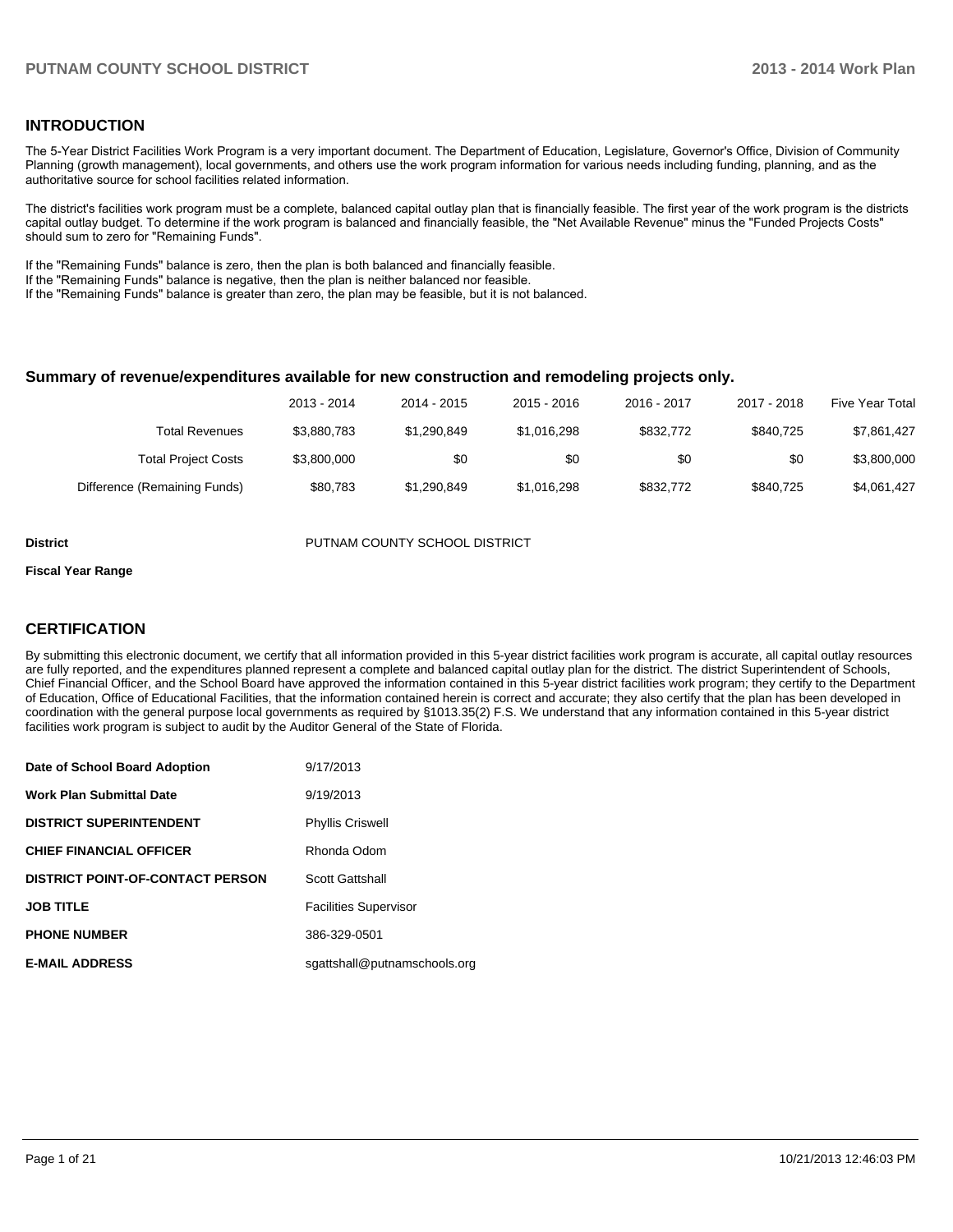## INTRODUCTION

The 5-Year District Facilities Work Program is a very important document. The Department of Education, Legislature, Governor's Office, Division of Community Planning (growth management), local governments, and others use the work program information for various needs including funding, planning, and as the authoritative source for school facilities related information.

The district's facilities work program must be a complete, balanced capital outlay plan that is financially feasible. The first year of the work program is the districts capital outlay budget. To determine if the work program is balanced and financially feasible, the "Net Available Revenue" minus the "Funded Projects Costs" should sum to zero for "Remaining Funds".

If the "Remaining Funds" balance is zero, then the plan is both balanced and financially feasible.
If the "Remaining Funds" balance is negative, then the plan is neither balanced nor feasible.
If the "Remaining Funds" balance is greater than zero, the plan may be feasible, but it is not balanced.

### Summary of revenue/expenditures available for new construction and remodeling projects only.

| | 2013 - 2014 | 2014 - 2015 | 2015 - 2016 | 2016 - 2017 | 2017 - 2018 | Five Year Total |
|---|---|---|---|---|---|---|
| Total Revenues | $3,880,783 | $1,290,849 | $1,016,298 | $832,772 | $840,725 | $7,861,427 |
| Total Project Costs | $3,800,000 | $0 | $0 | $0 | $0 | $3,800,000 |
| Difference (Remaining Funds) | $80,783 | $1,290,849 | $1,016,298 | $832,772 | $840,725 | $4,061,427 |

**District** PUTNAM COUNTY SCHOOL DISTRICT

**Fiscal Year Range**

## CERTIFICATION

By submitting this electronic document, we certify that all information provided in this 5-year district facilities work program is accurate, all capital outlay resources are fully reported, and the expenditures planned represent a complete and balanced capital outlay plan for the district. The district Superintendent of Schools, Chief Financial Officer, and the School Board have approved the information contained in this 5-year district facilities work program; they certify to the Department of Education, Office of Educational Facilities, that the information contained herein is correct and accurate; they also certify that the plan has been developed in coordination with the general purpose local governments as required by §1013.35(2) F.S. We understand that any information contained in this 5-year district facilities work program is subject to audit by the Auditor General of the State of Florida.

| | |
|---|---|
| **Date of School Board Adoption** | 9/17/2013 |
| **Work Plan Submittal Date** | 9/19/2013 |
| **DISTRICT SUPERINTENDENT** | Phyllis Criswell |
| **CHIEF FINANCIAL OFFICER** | Rhonda Odom |
| **DISTRICT POINT-OF-CONTACT PERSON** | Scott Gattshall |
| **JOB TITLE** | Facilities Supervisor |
| **PHONE NUMBER** | 386-329-0501 |
| **E-MAIL ADDRESS** | sgattshall@putnamschools.org |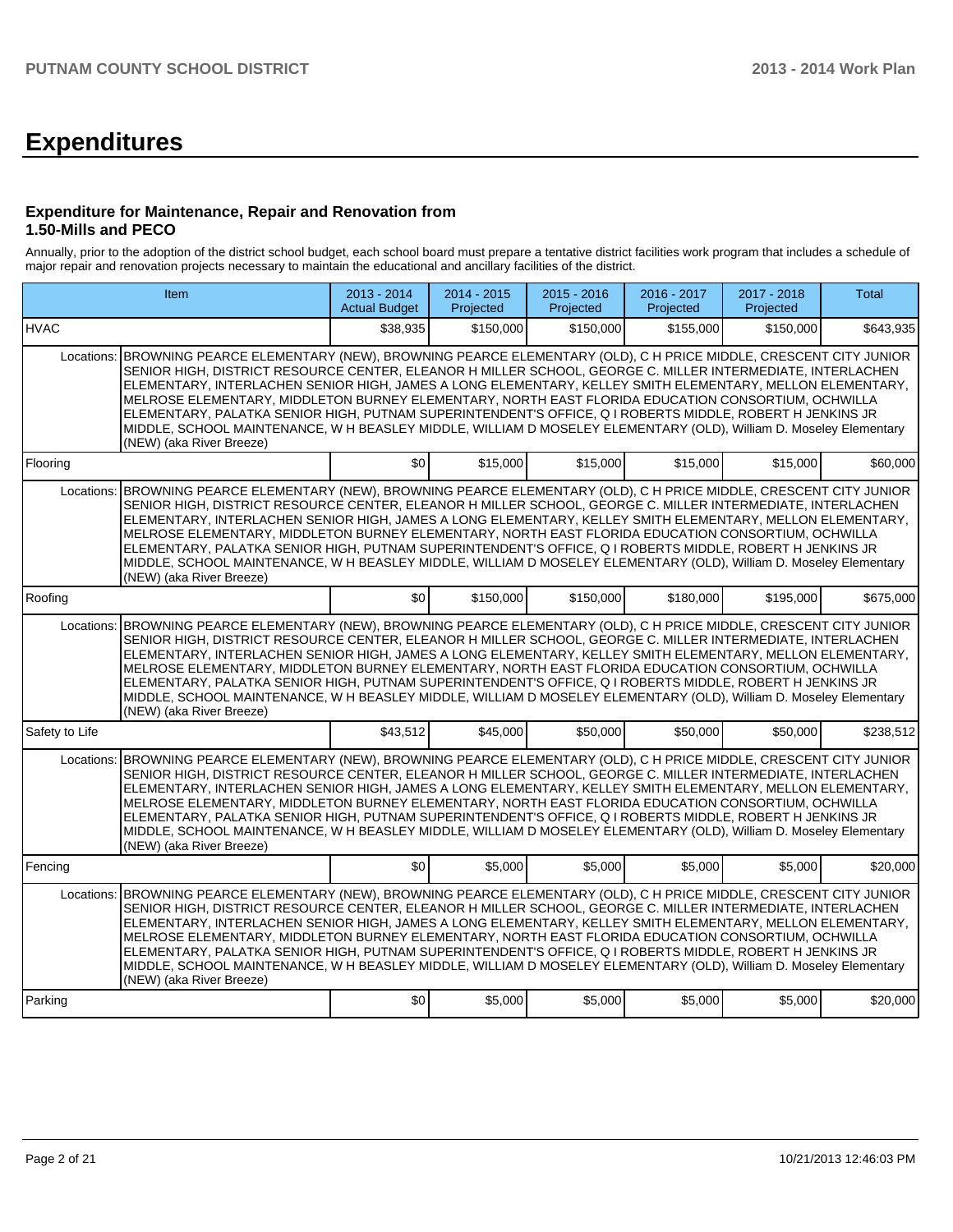# Expenditures

### Expenditure for Maintenance, Repair and Renovation from 1.50-Mills and PECO

Annually, prior to the adoption of the district school budget, each school board must prepare a tentative district facilities work program that includes a schedule of major repair and renovation projects necessary to maintain the educational and ancillary facilities of the district.

| Item | | 2013 - 2014 Actual Budget | 2014 - 2015 Projected | 2015 - 2016 Projected | 2016 - 2017 Projected | 2017 - 2018 Projected | Total |
|---|---|---|---|---|---|---|---|
| HVAC | | $38,935 | $150,000 | $150,000 | $155,000 | $150,000 | $643,935 |
| Locations: | BROWNING PEARCE ELEMENTARY (NEW), BROWNING PEARCE ELEMENTARY (OLD), C H PRICE MIDDLE, CRESCENT CITY JUNIOR SENIOR HIGH, DISTRICT RESOURCE CENTER, ELEANOR H MILLER SCHOOL, GEORGE C. MILLER INTERMEDIATE, INTERLACHEN ELEMENTARY, INTERLACHEN SENIOR HIGH, JAMES A LONG ELEMENTARY, KELLEY SMITH ELEMENTARY, MELLON ELEMENTARY, MELROSE ELEMENTARY, MIDDLETON BURNEY ELEMENTARY, NORTH EAST FLORIDA EDUCATION CONSORTIUM, OCHWILLA ELEMENTARY, PALATKA SENIOR HIGH, PUTNAM SUPERINTENDENT'S OFFICE, Q I ROBERTS MIDDLE, ROBERT H JENKINS JR MIDDLE, SCHOOL MAINTENANCE, W H BEASLEY MIDDLE, WILLIAM D MOSELEY ELEMENTARY (OLD), William D. Moseley Elementary (NEW) (aka River Breeze) | | | | | | |
| Flooring | | $0 | $15,000 | $15,000 | $15,000 | $15,000 | $60,000 |
| Locations: | BROWNING PEARCE ELEMENTARY (NEW), BROWNING PEARCE ELEMENTARY (OLD), C H PRICE MIDDLE, CRESCENT CITY JUNIOR SENIOR HIGH, DISTRICT RESOURCE CENTER, ELEANOR H MILLER SCHOOL, GEORGE C. MILLER INTERMEDIATE, INTERLACHEN ELEMENTARY, INTERLACHEN SENIOR HIGH, JAMES A LONG ELEMENTARY, KELLEY SMITH ELEMENTARY, MELLON ELEMENTARY, MELROSE ELEMENTARY, MIDDLETON BURNEY ELEMENTARY, NORTH EAST FLORIDA EDUCATION CONSORTIUM, OCHWILLA ELEMENTARY, PALATKA SENIOR HIGH, PUTNAM SUPERINTENDENT'S OFFICE, Q I ROBERTS MIDDLE, ROBERT H JENKINS JR MIDDLE, SCHOOL MAINTENANCE, W H BEASLEY MIDDLE, WILLIAM D MOSELEY ELEMENTARY (OLD), William D. Moseley Elementary (NEW) (aka River Breeze) | | | | | | |
| Roofing | | $0 | $150,000 | $150,000 | $180,000 | $195,000 | $675,000 |
| Locations: | BROWNING PEARCE ELEMENTARY (NEW), BROWNING PEARCE ELEMENTARY (OLD), C H PRICE MIDDLE, CRESCENT CITY JUNIOR SENIOR HIGH, DISTRICT RESOURCE CENTER, ELEANOR H MILLER SCHOOL, GEORGE C. MILLER INTERMEDIATE, INTERLACHEN ELEMENTARY, INTERLACHEN SENIOR HIGH, JAMES A LONG ELEMENTARY, KELLEY SMITH ELEMENTARY, MELLON ELEMENTARY, MELROSE ELEMENTARY, MIDDLETON BURNEY ELEMENTARY, NORTH EAST FLORIDA EDUCATION CONSORTIUM, OCHWILLA ELEMENTARY, PALATKA SENIOR HIGH, PUTNAM SUPERINTENDENT'S OFFICE, Q I ROBERTS MIDDLE, ROBERT H JENKINS JR MIDDLE, SCHOOL MAINTENANCE, W H BEASLEY MIDDLE, WILLIAM D MOSELEY ELEMENTARY (OLD), William D. Moseley Elementary (NEW) (aka River Breeze) | | | | | | |
| Safety to Life | | $43,512 | $45,000 | $50,000 | $50,000 | $50,000 | $238,512 |
| Locations: | BROWNING PEARCE ELEMENTARY (NEW), BROWNING PEARCE ELEMENTARY (OLD), C H PRICE MIDDLE, CRESCENT CITY JUNIOR SENIOR HIGH, DISTRICT RESOURCE CENTER, ELEANOR H MILLER SCHOOL, GEORGE C. MILLER INTERMEDIATE, INTERLACHEN ELEMENTARY, INTERLACHEN SENIOR HIGH, JAMES A LONG ELEMENTARY, KELLEY SMITH ELEMENTARY, MELLON ELEMENTARY, MELROSE ELEMENTARY, MIDDLETON BURNEY ELEMENTARY, NORTH EAST FLORIDA EDUCATION CONSORTIUM, OCHWILLA ELEMENTARY, PALATKA SENIOR HIGH, PUTNAM SUPERINTENDENT'S OFFICE, Q I ROBERTS MIDDLE, ROBERT H JENKINS JR MIDDLE, SCHOOL MAINTENANCE, W H BEASLEY MIDDLE, WILLIAM D MOSELEY ELEMENTARY (OLD), William D. Moseley Elementary (NEW) (aka River Breeze) | | | | | | |
| Fencing | | $0 | $5,000 | $5,000 | $5,000 | $5,000 | $20,000 |
| Locations: | BROWNING PEARCE ELEMENTARY (NEW), BROWNING PEARCE ELEMENTARY (OLD), C H PRICE MIDDLE, CRESCENT CITY JUNIOR SENIOR HIGH, DISTRICT RESOURCE CENTER, ELEANOR H MILLER SCHOOL, GEORGE C. MILLER INTERMEDIATE, INTERLACHEN ELEMENTARY, INTERLACHEN SENIOR HIGH, JAMES A LONG ELEMENTARY, KELLEY SMITH ELEMENTARY, MELLON ELEMENTARY, MELROSE ELEMENTARY, MIDDLETON BURNEY ELEMENTARY, NORTH EAST FLORIDA EDUCATION CONSORTIUM, OCHWILLA ELEMENTARY, PALATKA SENIOR HIGH, PUTNAM SUPERINTENDENT'S OFFICE, Q I ROBERTS MIDDLE, ROBERT H JENKINS JR MIDDLE, SCHOOL MAINTENANCE, W H BEASLEY MIDDLE, WILLIAM D MOSELEY ELEMENTARY (OLD), William D. Moseley Elementary (NEW) (aka River Breeze) | | | | | | |
| Parking | | $0 | $5,000 | $5,000 | $5,000 | $5,000 | $20,000 |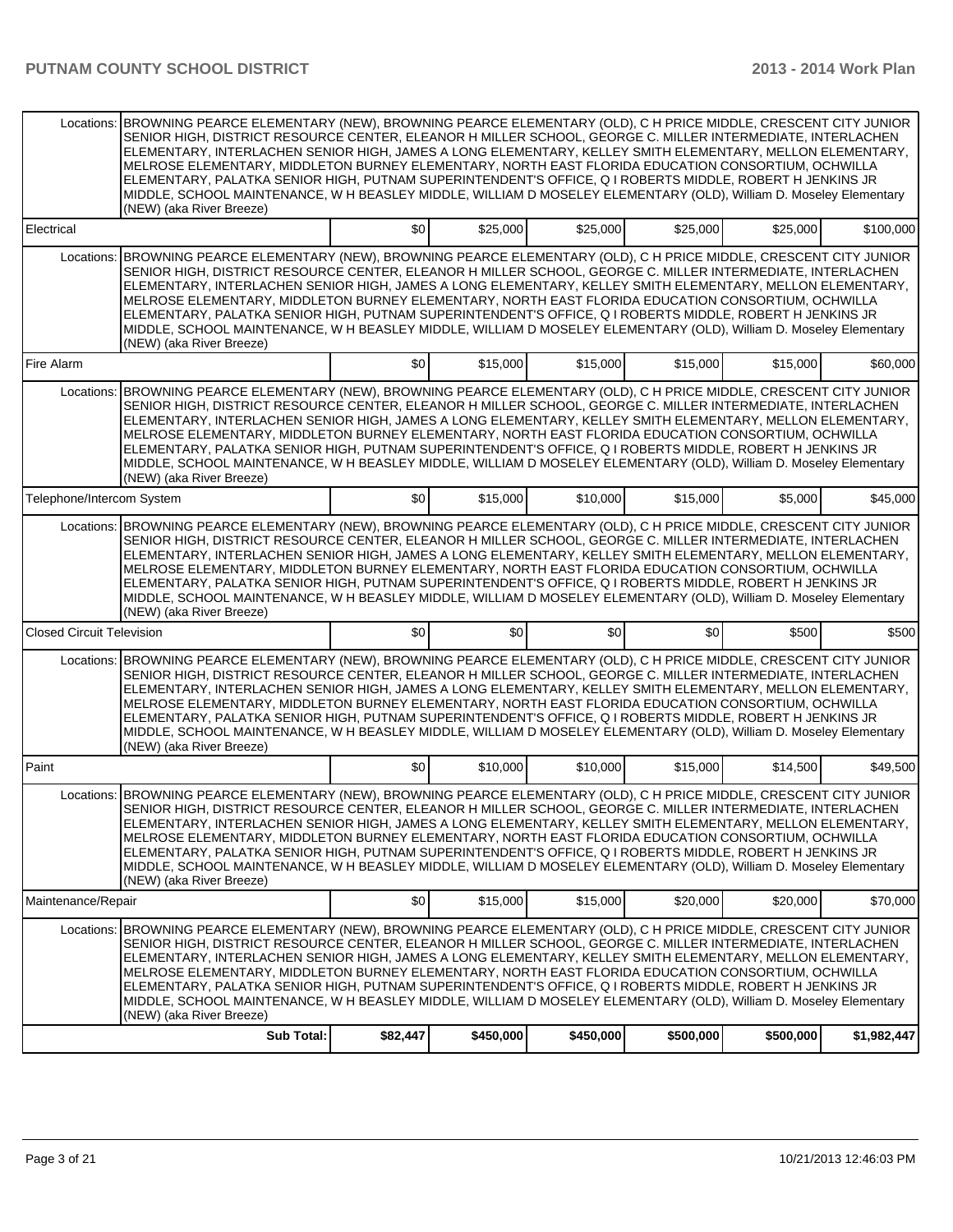| | | | | | | |
|---|---|---|---|---|---|---|
| Locations: | BROWNING PEARCE ELEMENTARY (NEW), BROWNING PEARCE ELEMENTARY (OLD), C H PRICE MIDDLE, CRESCENT CITY JUNIOR SENIOR HIGH, DISTRICT RESOURCE CENTER, ELEANOR H MILLER SCHOOL, GEORGE C. MILLER INTERMEDIATE, INTERLACHEN ELEMENTARY, INTERLACHEN SENIOR HIGH, JAMES A LONG ELEMENTARY, KELLEY SMITH ELEMENTARY, MELLON ELEMENTARY, MELROSE ELEMENTARY, MIDDLETON BURNEY ELEMENTARY, NORTH EAST FLORIDA EDUCATION CONSORTIUM, OCHWILLA ELEMENTARY, PALATKA SENIOR HIGH, PUTNAM SUPERINTENDENT'S OFFICE, Q I ROBERTS MIDDLE, ROBERT H JENKINS JR MIDDLE, SCHOOL MAINTENANCE, W H BEASLEY MIDDLE, WILLIAM D MOSELEY ELEMENTARY (OLD), William D. Moseley Elementary (NEW) (aka River Breeze) | | | | | |
| Electrical | | $0 | $25,000 | $25,000 | $25,000 | $25,000 | $100,000 |
| Locations: | BROWNING PEARCE ELEMENTARY (NEW), BROWNING PEARCE ELEMENTARY (OLD), C H PRICE MIDDLE, CRESCENT CITY JUNIOR SENIOR HIGH, DISTRICT RESOURCE CENTER, ELEANOR H MILLER SCHOOL, GEORGE C. MILLER INTERMEDIATE, INTERLACHEN ELEMENTARY, INTERLACHEN SENIOR HIGH, JAMES A LONG ELEMENTARY, KELLEY SMITH ELEMENTARY, MELLON ELEMENTARY, MELROSE ELEMENTARY, MIDDLETON BURNEY ELEMENTARY, NORTH EAST FLORIDA EDUCATION CONSORTIUM, OCHWILLA ELEMENTARY, PALATKA SENIOR HIGH, PUTNAM SUPERINTENDENT'S OFFICE, Q I ROBERTS MIDDLE, ROBERT H JENKINS JR MIDDLE, SCHOOL MAINTENANCE, W H BEASLEY MIDDLE, WILLIAM D MOSELEY ELEMENTARY (OLD), William D. Moseley Elementary (NEW) (aka River Breeze) | | | | | |
| Fire Alarm | | $0 | $15,000 | $15,000 | $15,000 | $15,000 | $60,000 |
| Locations: | BROWNING PEARCE ELEMENTARY (NEW), BROWNING PEARCE ELEMENTARY (OLD), C H PRICE MIDDLE, CRESCENT CITY JUNIOR SENIOR HIGH, DISTRICT RESOURCE CENTER, ELEANOR H MILLER SCHOOL, GEORGE C. MILLER INTERMEDIATE, INTERLACHEN ELEMENTARY, INTERLACHEN SENIOR HIGH, JAMES A LONG ELEMENTARY, KELLEY SMITH ELEMENTARY, MELLON ELEMENTARY, MELROSE ELEMENTARY, MIDDLETON BURNEY ELEMENTARY, NORTH EAST FLORIDA EDUCATION CONSORTIUM, OCHWILLA ELEMENTARY, PALATKA SENIOR HIGH, PUTNAM SUPERINTENDENT'S OFFICE, Q I ROBERTS MIDDLE, ROBERT H JENKINS JR MIDDLE, SCHOOL MAINTENANCE, W H BEASLEY MIDDLE, WILLIAM D MOSELEY ELEMENTARY (OLD), William D. Moseley Elementary (NEW) (aka River Breeze) | | | | | |
| Telephone/Intercom System | | $0 | $15,000 | $10,000 | $15,000 | $5,000 | $45,000 |
| Locations: | BROWNING PEARCE ELEMENTARY (NEW), BROWNING PEARCE ELEMENTARY (OLD), C H PRICE MIDDLE, CRESCENT CITY JUNIOR SENIOR HIGH, DISTRICT RESOURCE CENTER, ELEANOR H MILLER SCHOOL, GEORGE C. MILLER INTERMEDIATE, INTERLACHEN ELEMENTARY, INTERLACHEN SENIOR HIGH, JAMES A LONG ELEMENTARY, KELLEY SMITH ELEMENTARY, MELLON ELEMENTARY, MELROSE ELEMENTARY, MIDDLETON BURNEY ELEMENTARY, NORTH EAST FLORIDA EDUCATION CONSORTIUM, OCHWILLA ELEMENTARY, PALATKA SENIOR HIGH, PUTNAM SUPERINTENDENT'S OFFICE, Q I ROBERTS MIDDLE, ROBERT H JENKINS JR MIDDLE, SCHOOL MAINTENANCE, W H BEASLEY MIDDLE, WILLIAM D MOSELEY ELEMENTARY (OLD), William D. Moseley Elementary (NEW) (aka River Breeze) | | | | | |
| Closed Circuit Television | | $0 | $0 | $0 | $0 | $500 | $500 |
| Locations: | BROWNING PEARCE ELEMENTARY (NEW), BROWNING PEARCE ELEMENTARY (OLD), C H PRICE MIDDLE, CRESCENT CITY JUNIOR SENIOR HIGH, DISTRICT RESOURCE CENTER, ELEANOR H MILLER SCHOOL, GEORGE C. MILLER INTERMEDIATE, INTERLACHEN ELEMENTARY, INTERLACHEN SENIOR HIGH, JAMES A LONG ELEMENTARY, KELLEY SMITH ELEMENTARY, MELLON ELEMENTARY, MELROSE ELEMENTARY, MIDDLETON BURNEY ELEMENTARY, NORTH EAST FLORIDA EDUCATION CONSORTIUM, OCHWILLA ELEMENTARY, PALATKA SENIOR HIGH, PUTNAM SUPERINTENDENT'S OFFICE, Q I ROBERTS MIDDLE, ROBERT H JENKINS JR MIDDLE, SCHOOL MAINTENANCE, W H BEASLEY MIDDLE, WILLIAM D MOSELEY ELEMENTARY (OLD), William D. Moseley Elementary (NEW) (aka River Breeze) | | | | | |
| Paint | | $0 | $10,000 | $10,000 | $15,000 | $14,500 | $49,500 |
| Locations: | BROWNING PEARCE ELEMENTARY (NEW), BROWNING PEARCE ELEMENTARY (OLD), C H PRICE MIDDLE, CRESCENT CITY JUNIOR SENIOR HIGH, DISTRICT RESOURCE CENTER, ELEANOR H MILLER SCHOOL, GEORGE C. MILLER INTERMEDIATE, INTERLACHEN ELEMENTARY, INTERLACHEN SENIOR HIGH, JAMES A LONG ELEMENTARY, KELLEY SMITH ELEMENTARY, MELLON ELEMENTARY, MELROSE ELEMENTARY, MIDDLETON BURNEY ELEMENTARY, NORTH EAST FLORIDA EDUCATION CONSORTIUM, OCHWILLA ELEMENTARY, PALATKA SENIOR HIGH, PUTNAM SUPERINTENDENT'S OFFICE, Q I ROBERTS MIDDLE, ROBERT H JENKINS JR MIDDLE, SCHOOL MAINTENANCE, W H BEASLEY MIDDLE, WILLIAM D MOSELEY ELEMENTARY (OLD), William D. Moseley Elementary (NEW) (aka River Breeze) | | | | | |
| Maintenance/Repair | | $0 | $15,000 | $15,000 | $20,000 | $20,000 | $70,000 |
| Locations: | BROWNING PEARCE ELEMENTARY (NEW), BROWNING PEARCE ELEMENTARY (OLD), C H PRICE MIDDLE, CRESCENT CITY JUNIOR SENIOR HIGH, DISTRICT RESOURCE CENTER, ELEANOR H MILLER SCHOOL, GEORGE C. MILLER INTERMEDIATE, INTERLACHEN ELEMENTARY, INTERLACHEN SENIOR HIGH, JAMES A LONG ELEMENTARY, KELLEY SMITH ELEMENTARY, MELLON ELEMENTARY, MELROSE ELEMENTARY, MIDDLETON BURNEY ELEMENTARY, NORTH EAST FLORIDA EDUCATION CONSORTIUM, OCHWILLA ELEMENTARY, PALATKA SENIOR HIGH, PUTNAM SUPERINTENDENT'S OFFICE, Q I ROBERTS MIDDLE, ROBERT H JENKINS JR MIDDLE, SCHOOL MAINTENANCE, W H BEASLEY MIDDLE, WILLIAM D MOSELEY ELEMENTARY (OLD), William D. Moseley Elementary (NEW) (aka River Breeze) | | | | | |
| | **Sub Total:** | **$82,447** | **$450,000** | **$450,000** | **$500,000** | **$500,000** | **$1,982,447** |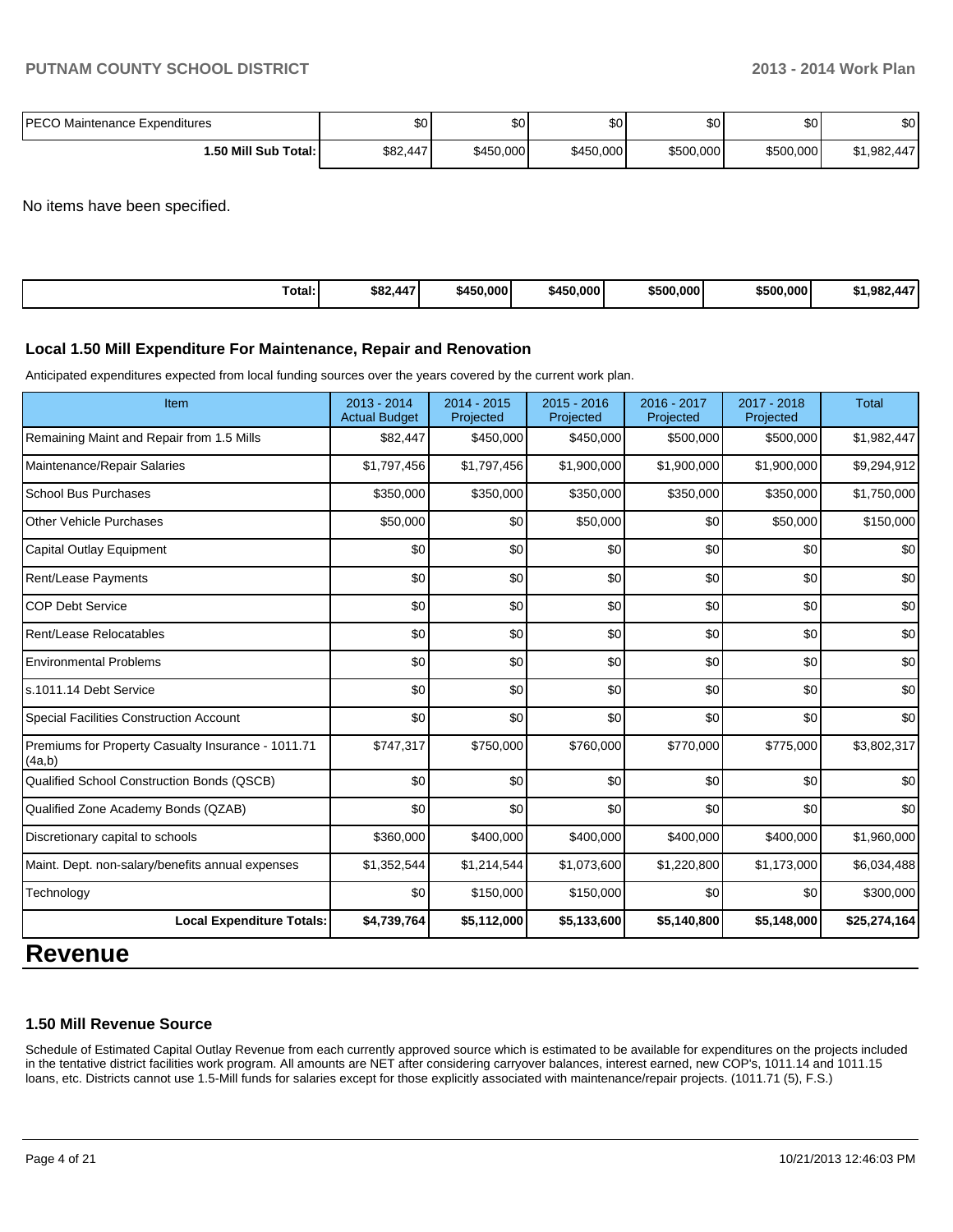| PECO Maintenance Expenditures | $0 | $0 | $0 | $0 | $0 | $0 |
|---|---|---|---|---|---|---|
| **1.50 Mill Sub Total:** | $82,447 | $450,000 | $450,000 | $500,000 | $500,000 | $1,982,447 |

No items have been specified.

| **Total:** | **$82,447** | **$450,000** | **$450,000** | **$500,000** | **$500,000** | **$1,982,447** |
|---|---|---|---|---|---|---|

### Local 1.50 Mill Expenditure For Maintenance, Repair and Renovation

Anticipated expenditures expected from local funding sources over the years covered by the current work plan.

| Item | 2013 - 2014 Actual Budget | 2014 - 2015 Projected | 2015 - 2016 Projected | 2016 - 2017 Projected | 2017 - 2018 Projected | Total |
|---|---|---|---|---|---|---|
| Remaining Maint and Repair from 1.5 Mills | $82,447 | $450,000 | $450,000 | $500,000 | $500,000 | $1,982,447 |
| Maintenance/Repair Salaries | $1,797,456 | $1,797,456 | $1,900,000 | $1,900,000 | $1,900,000 | $9,294,912 |
| School Bus Purchases | $350,000 | $350,000 | $350,000 | $350,000 | $350,000 | $1,750,000 |
| Other Vehicle Purchases | $50,000 | $0 | $50,000 | $0 | $50,000 | $150,000 |
| Capital Outlay Equipment | $0 | $0 | $0 | $0 | $0 | $0 |
| Rent/Lease Payments | $0 | $0 | $0 | $0 | $0 | $0 |
| COP Debt Service | $0 | $0 | $0 | $0 | $0 | $0 |
| Rent/Lease Relocatables | $0 | $0 | $0 | $0 | $0 | $0 |
| Environmental Problems | $0 | $0 | $0 | $0 | $0 | $0 |
| s.1011.14 Debt Service | $0 | $0 | $0 | $0 | $0 | $0 |
| Special Facilities Construction Account | $0 | $0 | $0 | $0 | $0 | $0 |
| Premiums for Property Casualty Insurance - 1011.71 (4a,b) | $747,317 | $750,000 | $760,000 | $770,000 | $775,000 | $3,802,317 |
| Qualified School Construction Bonds (QSCB) | $0 | $0 | $0 | $0 | $0 | $0 |
| Qualified Zone Academy Bonds (QZAB) | $0 | $0 | $0 | $0 | $0 | $0 |
| Discretionary capital to schools | $360,000 | $400,000 | $400,000 | $400,000 | $400,000 | $1,960,000 |
| Maint. Dept. non-salary/benefits annual expenses | $1,352,544 | $1,214,544 | $1,073,600 | $1,220,800 | $1,173,000 | $6,034,488 |
| Technology | $0 | $150,000 | $150,000 | $0 | $0 | $300,000 |
| **Local Expenditure Totals:** | **$4,739,764** | **$5,112,000** | **$5,133,600** | **$5,140,800** | **$5,148,000** | **$25,274,164** |

# Revenue

### 1.50 Mill Revenue Source

Schedule of Estimated Capital Outlay Revenue from each currently approved source which is estimated to be available for expenditures on the projects included in the tentative district facilities work program. All amounts are NET after considering carryover balances, interest earned, new COP's, 1011.14 and 1011.15 loans, etc. Districts cannot use 1.5-Mill funds for salaries except for those explicitly associated with maintenance/repair projects. (1011.71 (5), F.S.)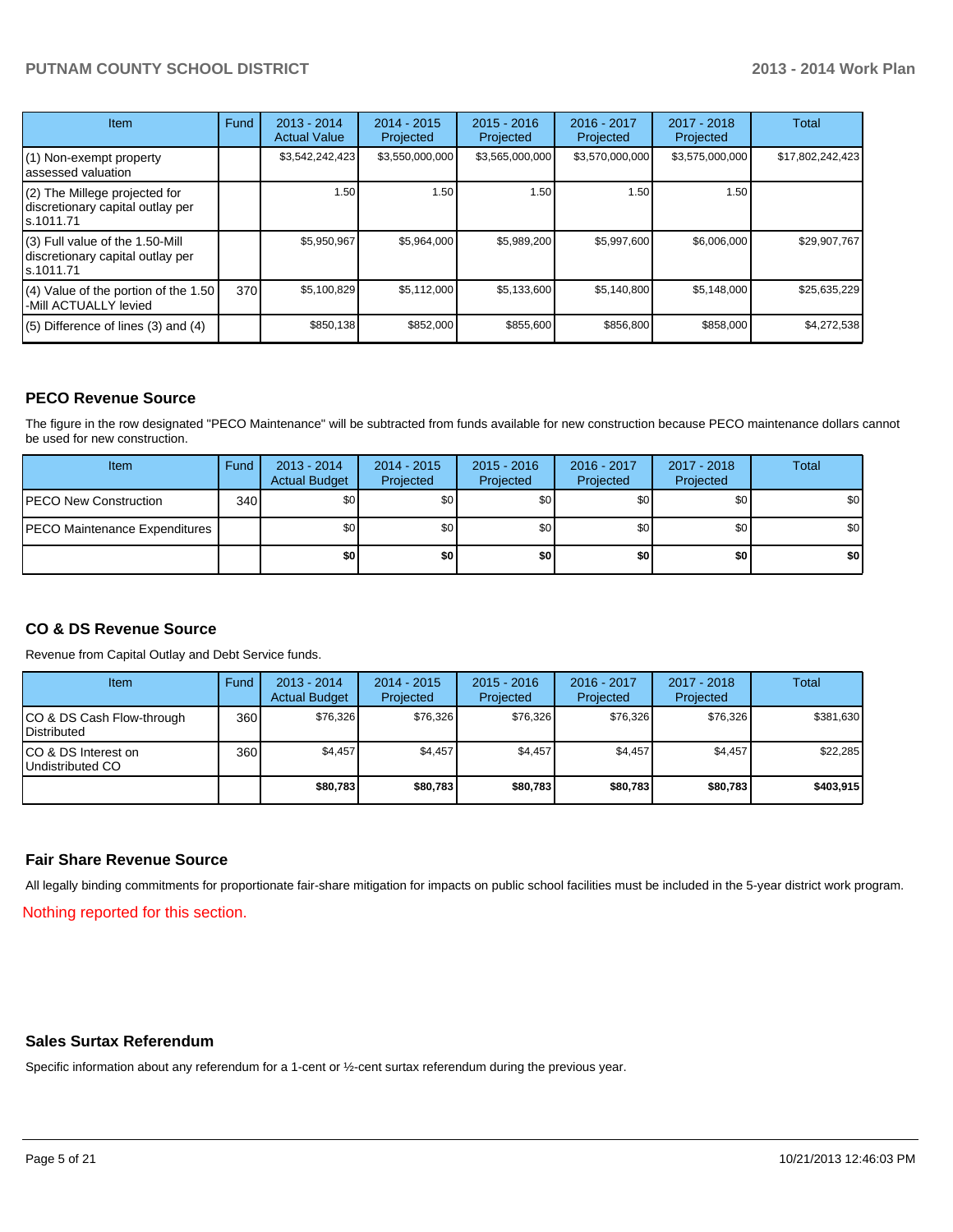| Item | Fund | 2013 - 2014 Actual Value | 2014 - 2015 Projected | 2015 - 2016 Projected | 2016 - 2017 Projected | 2017 - 2018 Projected | Total |
|---|---|---|---|---|---|---|---|
| (1) Non-exempt property assessed valuation | | $3,542,242,423 | $3,550,000,000 | $3,565,000,000 | $3,570,000,000 | $3,575,000,000 | $17,802,242,423 |
| (2) The Millege projected for discretionary capital outlay per s.1011.71 | | 1.50 | 1.50 | 1.50 | 1.50 | 1.50 | |
| (3) Full value of the 1.50-Mill discretionary capital outlay per s.1011.71 | | $5,950,967 | $5,964,000 | $5,989,200 | $5,997,600 | $6,006,000 | $29,907,767 |
| (4) Value of the portion of the 1.50 -Mill ACTUALLY levied | 370 | $5,100,829 | $5,112,000 | $5,133,600 | $5,140,800 | $5,148,000 | $25,635,229 |
| (5) Difference of lines (3) and (4) | | $850,138 | $852,000 | $855,600 | $856,800 | $858,000 | $4,272,538 |

## PECO Revenue Source

The figure in the row designated "PECO Maintenance" will be subtracted from funds available for new construction because PECO maintenance dollars cannot be used for new construction.

| Item | Fund | 2013 - 2014 Actual Budget | 2014 - 2015 Projected | 2015 - 2016 Projected | 2016 - 2017 Projected | 2017 - 2018 Projected | Total |
|---|---|---|---|---|---|---|---|
| PECO New Construction | 340 | $0 | $0 | $0 | $0 | $0 | $0 |
| PECO Maintenance Expenditures | | $0 | $0 | $0 | $0 | $0 | $0 |
| | | **$0** | **$0** | **$0** | **$0** | **$0** | **$0** |

## CO & DS Revenue Source

Revenue from Capital Outlay and Debt Service funds.

| Item | Fund | 2013 - 2014 Actual Budget | 2014 - 2015 Projected | 2015 - 2016 Projected | 2016 - 2017 Projected | 2017 - 2018 Projected | Total |
|---|---|---|---|---|---|---|---|
| CO & DS Cash Flow-through Distributed | 360 | $76,326 | $76,326 | $76,326 | $76,326 | $76,326 | $381,630 |
| CO & DS Interest on Undistributed CO | 360 | $4,457 | $4,457 | $4,457 | $4,457 | $4,457 | $22,285 |
| | | **$80,783** | **$80,783** | **$80,783** | **$80,783** | **$80,783** | **$403,915** |

## Fair Share Revenue Source

All legally binding commitments for proportionate fair-share mitigation for impacts on public school facilities must be included in the 5-year district work program.

Nothing reported for this section.

## Sales Surtax Referendum

Specific information about any referendum for a 1-cent or ½-cent surtax referendum during the previous year.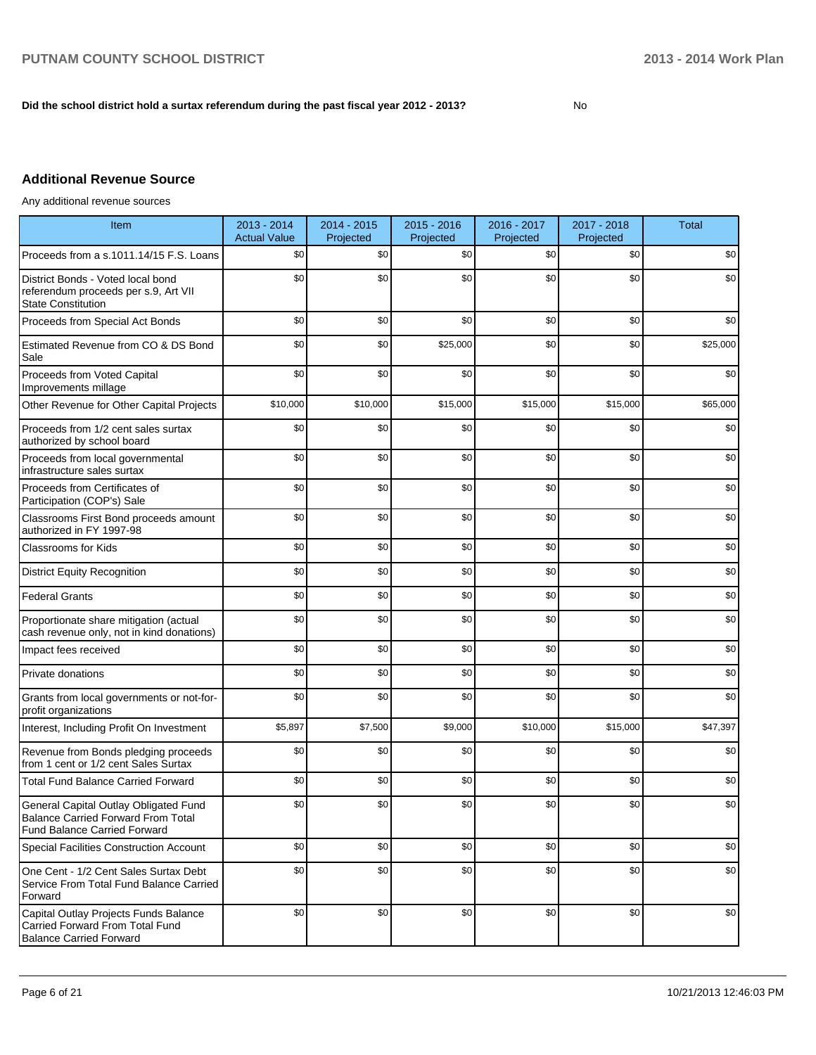**Did the school district hold a surtax referendum during the past fiscal year 2012 - 2013?** No

## Additional Revenue Source

Any additional revenue sources

| Item | 2013 - 2014 Actual Value | 2014 - 2015 Projected | 2015 - 2016 Projected | 2016 - 2017 Projected | 2017 - 2018 Projected | Total |
|---|---|---|---|---|---|---|
| Proceeds from a s.1011.14/15 F.S. Loans | $0 | $0 | $0 | $0 | $0 | $0 |
| District Bonds - Voted local bond referendum proceeds per s.9, Art VII State Constitution | $0 | $0 | $0 | $0 | $0 | $0 |
| Proceeds from Special Act Bonds | $0 | $0 | $0 | $0 | $0 | $0 |
| Estimated Revenue from CO & DS Bond Sale | $0 | $0 | $25,000 | $0 | $0 | $25,000 |
| Proceeds from Voted Capital Improvements millage | $0 | $0 | $0 | $0 | $0 | $0 |
| Other Revenue for Other Capital Projects | $10,000 | $10,000 | $15,000 | $15,000 | $15,000 | $65,000 |
| Proceeds from 1/2 cent sales surtax authorized by school board | $0 | $0 | $0 | $0 | $0 | $0 |
| Proceeds from local governmental infrastructure sales surtax | $0 | $0 | $0 | $0 | $0 | $0 |
| Proceeds from Certificates of Participation (COP's) Sale | $0 | $0 | $0 | $0 | $0 | $0 |
| Classrooms First Bond proceeds amount authorized in FY 1997-98 | $0 | $0 | $0 | $0 | $0 | $0 |
| Classrooms for Kids | $0 | $0 | $0 | $0 | $0 | $0 |
| District Equity Recognition | $0 | $0 | $0 | $0 | $0 | $0 |
| Federal Grants | $0 | $0 | $0 | $0 | $0 | $0 |
| Proportionate share mitigation (actual cash revenue only, not in kind donations) | $0 | $0 | $0 | $0 | $0 | $0 |
| Impact fees received | $0 | $0 | $0 | $0 | $0 | $0 |
| Private donations | $0 | $0 | $0 | $0 | $0 | $0 |
| Grants from local governments or not-for-profit organizations | $0 | $0 | $0 | $0 | $0 | $0 |
| Interest, Including Profit On Investment | $5,897 | $7,500 | $9,000 | $10,000 | $15,000 | $47,397 |
| Revenue from Bonds pledging proceeds from 1 cent or 1/2 cent Sales Surtax | $0 | $0 | $0 | $0 | $0 | $0 |
| Total Fund Balance Carried Forward | $0 | $0 | $0 | $0 | $0 | $0 |
| General Capital Outlay Obligated Fund Balance Carried Forward From Total Fund Balance Carried Forward | $0 | $0 | $0 | $0 | $0 | $0 |
| Special Facilities Construction Account | $0 | $0 | $0 | $0 | $0 | $0 |
| One Cent - 1/2 Cent Sales Surtax Debt Service From Total Fund Balance Carried Forward | $0 | $0 | $0 | $0 | $0 | $0 |
| Capital Outlay Projects Funds Balance Carried Forward From Total Fund Balance Carried Forward | $0 | $0 | $0 | $0 | $0 | $0 |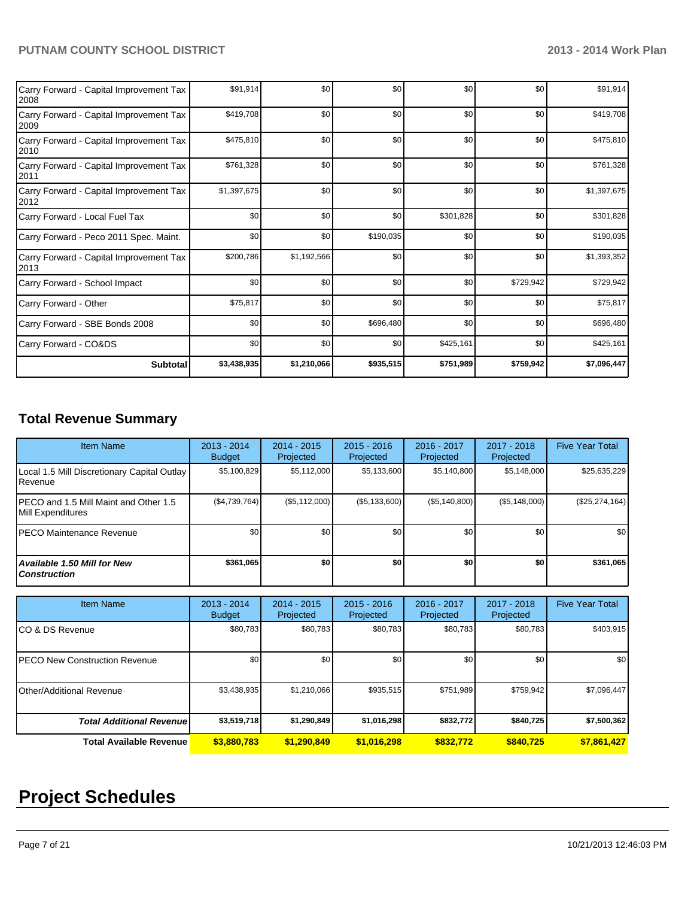| Carry Forward - Capital Improvement Tax 2008 | $91,914 | $0 | $0 | $0 | $0 | $91,914 |
|---|---|---|---|---|---|---|
| Carry Forward - Capital Improvement Tax 2009 | $419,708 | $0 | $0 | $0 | $0 | $419,708 |
| Carry Forward - Capital Improvement Tax 2010 | $475,810 | $0 | $0 | $0 | $0 | $475,810 |
| Carry Forward - Capital Improvement Tax 2011 | $761,328 | $0 | $0 | $0 | $0 | $761,328 |
| Carry Forward - Capital Improvement Tax 2012 | $1,397,675 | $0 | $0 | $0 | $0 | $1,397,675 |
| Carry Forward - Local Fuel Tax | $0 | $0 | $0 | $301,828 | $0 | $301,828 |
| Carry Forward - Peco 2011 Spec. Maint. | $0 | $0 | $190,035 | $0 | $0 | $190,035 |
| Carry Forward - Capital Improvement Tax 2013 | $200,786 | $1,192,566 | $0 | $0 | $0 | $1,393,352 |
| Carry Forward - School Impact | $0 | $0 | $0 | $0 | $729,942 | $729,942 |
| Carry Forward - Other | $75,817 | $0 | $0 | $0 | $0 | $75,817 |
| Carry Forward - SBE Bonds 2008 | $0 | $0 | $696,480 | $0 | $0 | $696,480 |
| Carry Forward - CO&DS | $0 | $0 | $0 | $425,161 | $0 | $425,161 |
| **Subtotal** | **$3,438,935** | **$1,210,066** | **$935,515** | **$751,989** | **$759,942** | **$7,096,447** |

## Total Revenue Summary

| Item Name | 2013 - 2014 Budget | 2014 - 2015 Projected | 2015 - 2016 Projected | 2016 - 2017 Projected | 2017 - 2018 Projected | Five Year Total |
|---|---|---|---|---|---|---|
| Local 1.5 Mill Discretionary Capital Outlay Revenue | $5,100,829 | $5,112,000 | $5,133,600 | $5,140,800 | $5,148,000 | $25,635,229 |
| PECO and 1.5 Mill Maint and Other 1.5 Mill Expenditures | ($4,739,764) | ($5,112,000) | ($5,133,600) | ($5,140,800) | ($5,148,000) | ($25,274,164) |
| PECO Maintenance Revenue | $0 | $0 | $0 | $0 | $0 | $0 |
| ***Available 1.50 Mill for New Construction*** | **$361,065** | **$0** | **$0** | **$0** | **$0** | **$361,065** |

| Item Name | 2013 - 2014 Budget | 2014 - 2015 Projected | 2015 - 2016 Projected | 2016 - 2017 Projected | 2017 - 2018 Projected | Five Year Total |
|---|---|---|---|---|---|---|
| CO & DS Revenue | $80,783 | $80,783 | $80,783 | $80,783 | $80,783 | $403,915 |
| PECO New Construction Revenue | $0 | $0 | $0 | $0 | $0 | $0 |
| Other/Additional Revenue | $3,438,935 | $1,210,066 | $935,515 | $751,989 | $759,942 | $7,096,447 |
| ***Total Additional Revenue*** | **$3,519,718** | **$1,290,849** | **$1,016,298** | **$832,772** | **$840,725** | **$7,500,362** |
| **Total Available Revenue** | **$3,880,783** | **$1,290,849** | **$1,016,298** | **$832,772** | **$840,725** | **$7,861,427** |

# Project Schedules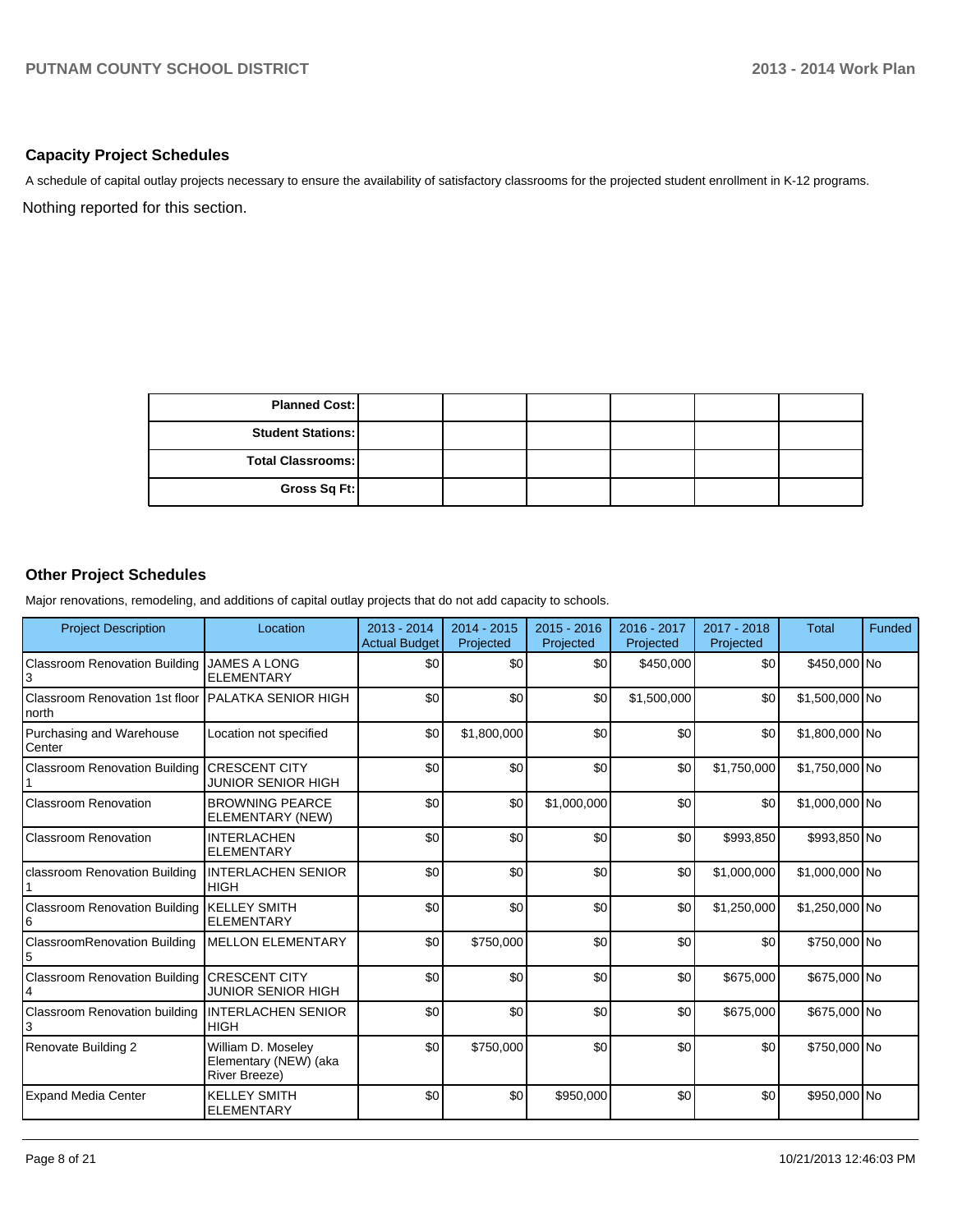## Capacity Project Schedules

A schedule of capital outlay projects necessary to ensure the availability of satisfactory classrooms for the projected student enrollment in K-12 programs.

Nothing reported for this section.

| | | | | | | |
|---|---|---|---|---|---|---|
| **Planned Cost:** | | | | | | |
| **Student Stations:** | | | | | | |
| **Total Classrooms:** | | | | | | |
| **Gross Sq Ft:** | | | | | | |

## Other Project Schedules

Major renovations, remodeling, and additions of capital outlay projects that do not add capacity to schools.

| Project Description | Location | 2013 - 2014 Actual Budget | 2014 - 2015 Projected | 2015 - 2016 Projected | 2016 - 2017 Projected | 2017 - 2018 Projected | Total | Funded |
|---|---|---|---|---|---|---|---|---|
| Classroom Renovation Building 3 | JAMES A LONG ELEMENTARY | $0 | $0 | $0 | $450,000 | $0 | $450,000 | No |
| Classroom Renovation 1st floor north | PALATKA SENIOR HIGH | $0 | $0 | $0 | $1,500,000 | $0 | $1,500,000 | No |
| Purchasing and Warehouse Center | Location not specified | $0 | $1,800,000 | $0 | $0 | $0 | $1,800,000 | No |
| Classroom Renovation Building 1 | CRESCENT CITY JUNIOR SENIOR HIGH | $0 | $0 | $0 | $0 | $1,750,000 | $1,750,000 | No |
| Classroom Renovation | BROWNING PEARCE ELEMENTARY (NEW) | $0 | $0 | $1,000,000 | $0 | $0 | $1,000,000 | No |
| Classroom Renovation | INTERLACHEN ELEMENTARY | $0 | $0 | $0 | $0 | $993,850 | $993,850 | No |
| classroom Renovation Building 1 | INTERLACHEN SENIOR HIGH | $0 | $0 | $0 | $0 | $1,000,000 | $1,000,000 | No |
| Classroom Renovation Building 6 | KELLEY SMITH ELEMENTARY | $0 | $0 | $0 | $0 | $1,250,000 | $1,250,000 | No |
| ClassroomRenovation Building 5 | MELLON ELEMENTARY | $0 | $750,000 | $0 | $0 | $0 | $750,000 | No |
| Classroom Renovation Building 4 | CRESCENT CITY JUNIOR SENIOR HIGH | $0 | $0 | $0 | $0 | $675,000 | $675,000 | No |
| Classroom Renovation building 3 | INTERLACHEN SENIOR HIGH | $0 | $0 | $0 | $0 | $675,000 | $675,000 | No |
| Renovate Building 2 | William D. Moseley Elementary (NEW) (aka River Breeze) | $0 | $750,000 | $0 | $0 | $0 | $750,000 | No |
| Expand Media Center | KELLEY SMITH ELEMENTARY | $0 | $0 | $950,000 | $0 | $0 | $950,000 | No |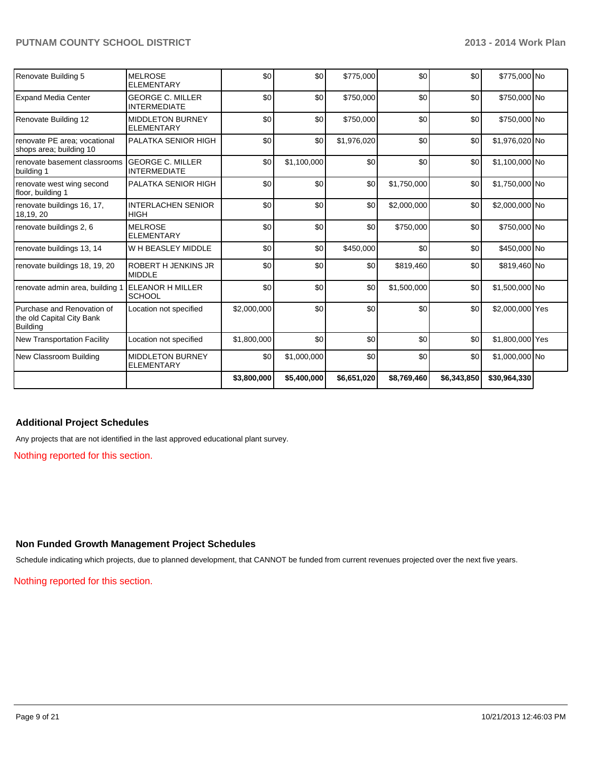| | | | | | | | | |
|---|---|---|---|---|---|---|---|---|
| Renovate Building 5 | MELROSE ELEMENTARY | $0 | $0 | $775,000 | $0 | $0 | $775,000 | No |
| Expand Media Center | GEORGE C. MILLER INTERMEDIATE | $0 | $0 | $750,000 | $0 | $0 | $750,000 | No |
| Renovate Building 12 | MIDDLETON BURNEY ELEMENTARY | $0 | $0 | $750,000 | $0 | $0 | $750,000 | No |
| renovate PE area; vocational shops area; building 10 | PALATKA SENIOR HIGH | $0 | $0 | $1,976,020 | $0 | $0 | $1,976,020 | No |
| renovate basement classrooms building 1 | GEORGE C. MILLER INTERMEDIATE | $0 | $1,100,000 | $0 | $0 | $0 | $1,100,000 | No |
| renovate west wing second floor, building 1 | PALATKA SENIOR HIGH | $0 | $0 | $0 | $1,750,000 | $0 | $1,750,000 | No |
| renovate buildings 16, 17, 18,19, 20 | INTERLACHEN SENIOR HIGH | $0 | $0 | $0 | $2,000,000 | $0 | $2,000,000 | No |
| renovate buildings 2, 6 | MELROSE ELEMENTARY | $0 | $0 | $0 | $750,000 | $0 | $750,000 | No |
| renovate buildings 13, 14 | W H BEASLEY MIDDLE | $0 | $0 | $450,000 | $0 | $0 | $450,000 | No |
| renovate buildings 18, 19, 20 | ROBERT H JENKINS JR MIDDLE | $0 | $0 | $0 | $819,460 | $0 | $819,460 | No |
| renovate admin area, building 1 | ELEANOR H MILLER SCHOOL | $0 | $0 | $0 | $1,500,000 | $0 | $1,500,000 | No |
| Purchase and Renovation of the old Capital City Bank Building | Location not specified | $2,000,000 | $0 | $0 | $0 | $0 | $2,000,000 | Yes |
| New Transportation Facility | Location not specified | $1,800,000 | $0 | $0 | $0 | $0 | $1,800,000 | Yes |
| New Classroom Building | MIDDLETON BURNEY ELEMENTARY | $0 | $1,000,000 | $0 | $0 | $0 | $1,000,000 | No |
| | | **$3,800,000** | **$5,400,000** | **$6,651,020** | **$8,769,460** | **$6,343,850** | **$30,964,330** | |

### Additional Project Schedules

Any projects that are not identified in the last approved educational plant survey.

Nothing reported for this section.

### Non Funded Growth Management Project Schedules

Schedule indicating which projects, due to planned development, that CANNOT be funded from current revenues projected over the next five years.

Nothing reported for this section.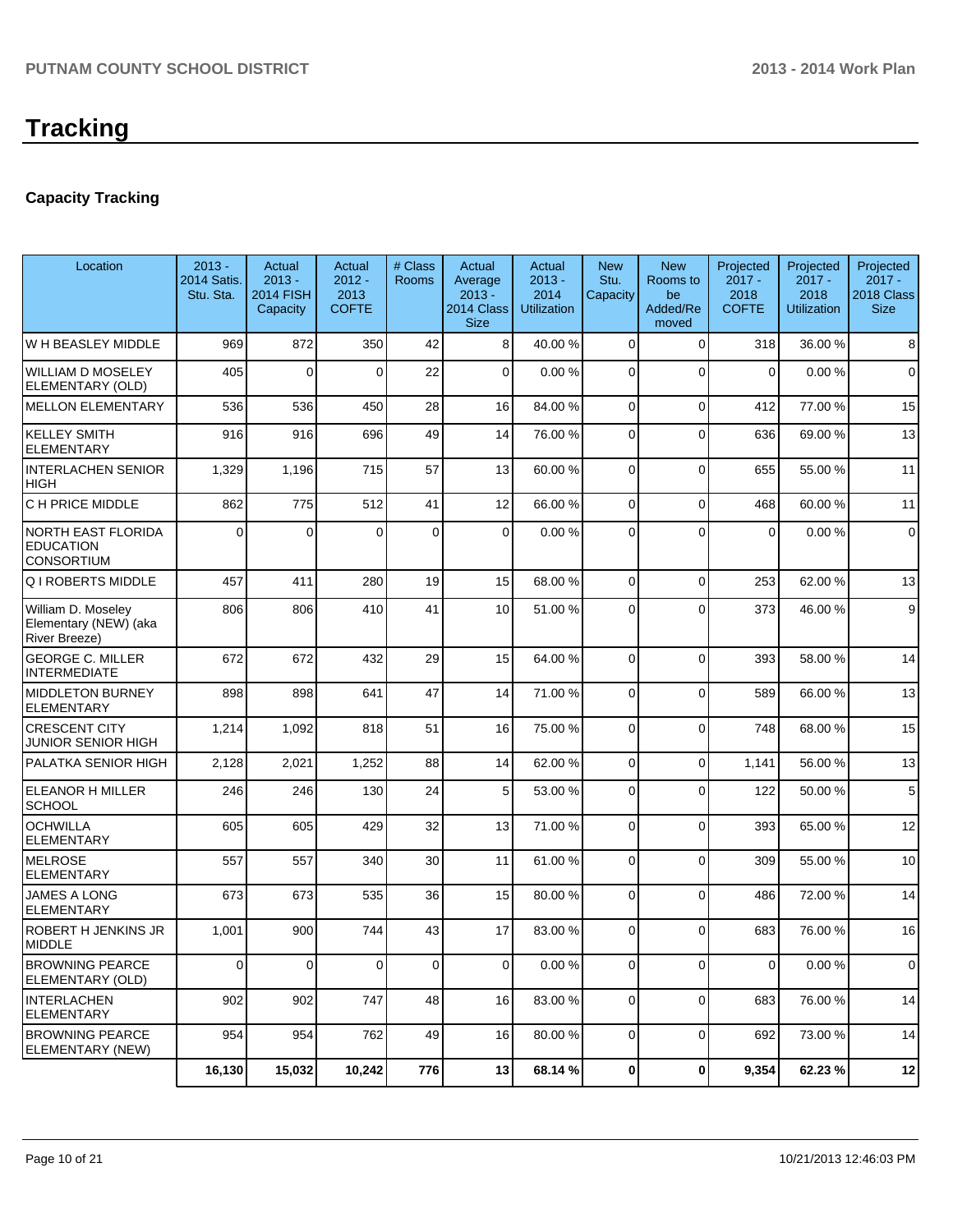# Tracking

### Capacity Tracking

| Location | 2013 - 2014 Satis. Stu. Sta. | Actual 2013 - 2014 FISH Capacity | Actual 2012 - 2013 COFTE | # Class Rooms | Actual Average 2013 - 2014 Class Size | Actual 2013 - 2014 Utilization | New Stu. Capacity | New Rooms to be Added/Removed | Projected 2017 - 2018 COFTE | Projected 2017 - 2018 Utilization | Projected 2017 - 2018 Class Size |
|---|---|---|---|---|---|---|---|---|---|---|---|
| W H BEASLEY MIDDLE | 969 | 872 | 350 | 42 | 8 | 40.00 % | 0 | 0 | 318 | 36.00 % | 8 |
| WILLIAM D MOSELEY ELEMENTARY (OLD) | 405 | 0 | 0 | 22 | 0 | 0.00 % | 0 | 0 | 0 | 0.00 % | 0 |
| MELLON ELEMENTARY | 536 | 536 | 450 | 28 | 16 | 84.00 % | 0 | 0 | 412 | 77.00 % | 15 |
| KELLEY SMITH ELEMENTARY | 916 | 916 | 696 | 49 | 14 | 76.00 % | 0 | 0 | 636 | 69.00 % | 13 |
| INTERLACHEN SENIOR HIGH | 1,329 | 1,196 | 715 | 57 | 13 | 60.00 % | 0 | 0 | 655 | 55.00 % | 11 |
| C H PRICE MIDDLE | 862 | 775 | 512 | 41 | 12 | 66.00 % | 0 | 0 | 468 | 60.00 % | 11 |
| NORTH EAST FLORIDA EDUCATION CONSORTIUM | 0 | 0 | 0 | 0 | 0 | 0.00 % | 0 | 0 | 0 | 0.00 % | 0 |
| Q I ROBERTS MIDDLE | 457 | 411 | 280 | 19 | 15 | 68.00 % | 0 | 0 | 253 | 62.00 % | 13 |
| William D. Moseley Elementary (NEW) (aka River Breeze) | 806 | 806 | 410 | 41 | 10 | 51.00 % | 0 | 0 | 373 | 46.00 % | 9 |
| GEORGE C. MILLER INTERMEDIATE | 672 | 672 | 432 | 29 | 15 | 64.00 % | 0 | 0 | 393 | 58.00 % | 14 |
| MIDDLETON BURNEY ELEMENTARY | 898 | 898 | 641 | 47 | 14 | 71.00 % | 0 | 0 | 589 | 66.00 % | 13 |
| CRESCENT CITY JUNIOR SENIOR HIGH | 1,214 | 1,092 | 818 | 51 | 16 | 75.00 % | 0 | 0 | 748 | 68.00 % | 15 |
| PALATKA SENIOR HIGH | 2,128 | 2,021 | 1,252 | 88 | 14 | 62.00 % | 0 | 0 | 1,141 | 56.00 % | 13 |
| ELEANOR H MILLER SCHOOL | 246 | 246 | 130 | 24 | 5 | 53.00 % | 0 | 0 | 122 | 50.00 % | 5 |
| OCHWILLA ELEMENTARY | 605 | 605 | 429 | 32 | 13 | 71.00 % | 0 | 0 | 393 | 65.00 % | 12 |
| MELROSE ELEMENTARY | 557 | 557 | 340 | 30 | 11 | 61.00 % | 0 | 0 | 309 | 55.00 % | 10 |
| JAMES A LONG ELEMENTARY | 673 | 673 | 535 | 36 | 15 | 80.00 % | 0 | 0 | 486 | 72.00 % | 14 |
| ROBERT H JENKINS JR MIDDLE | 1,001 | 900 | 744 | 43 | 17 | 83.00 % | 0 | 0 | 683 | 76.00 % | 16 |
| BROWNING PEARCE ELEMENTARY (OLD) | 0 | 0 | 0 | 0 | 0 | 0.00 % | 0 | 0 | 0 | 0.00 % | 0 |
| INTERLACHEN ELEMENTARY | 902 | 902 | 747 | 48 | 16 | 83.00 % | 0 | 0 | 683 | 76.00 % | 14 |
| BROWNING PEARCE ELEMENTARY (NEW) | 954 | 954 | 762 | 49 | 16 | 80.00 % | 0 | 0 | 692 | 73.00 % | 14 |
| | **16,130** | **15,032** | **10,242** | **776** | **13** | **68.14 %** | **0** | **0** | **9,354** | **62.23 %** | **12** |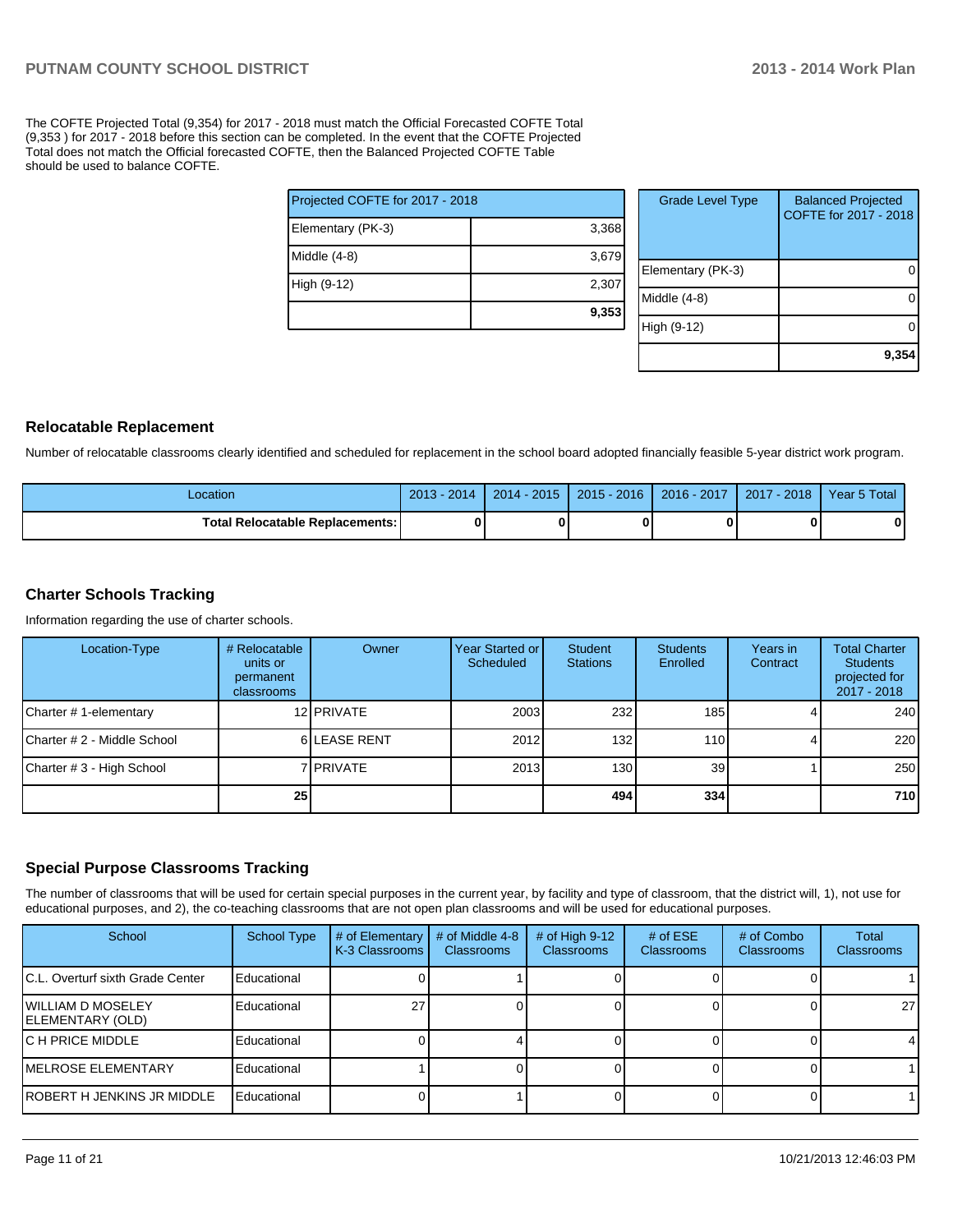The COFTE Projected Total (9,354) for 2017 - 2018 must match the Official Forecasted COFTE Total (9,353 ) for 2017 - 2018 before this section can be completed. In the event that the COFTE Projected Total does not match the Official forecasted COFTE, then the Balanced Projected COFTE Table should be used to balance COFTE.

| Projected COFTE for 2017 - 2018 | |
|---|---|
| Elementary (PK-3) | 3,368 |
| Middle (4-8) | 3,679 |
| High (9-12) | 2,307 |
| | **9,353** |

| Grade Level Type | Balanced Projected COFTE for 2017 - 2018 |
|---|---|
| Elementary (PK-3) | 0 |
| Middle (4-8) | 0 |
| High (9-12) | 0 |
| | **9,354** |

## Relocatable Replacement

Number of relocatable classrooms clearly identified and scheduled for replacement in the school board adopted financially feasible 5-year district work program.

| Location | 2013 - 2014 | 2014 - 2015 | 2015 - 2016 | 2016 - 2017 | 2017 - 2018 | Year 5 Total |
|---|---|---|---|---|---|---|
| **Total Relocatable Replacements:** | **0** | **0** | **0** | **0** | **0** | **0** |

## Charter Schools Tracking

Information regarding the use of charter schools.

| Location-Type | # Relocatable units or permanent classrooms | Owner | Year Started or Scheduled | Student Stations | Students Enrolled | Years in Contract | Total Charter Students projected for 2017 - 2018 |
|---|---|---|---|---|---|---|---|
| Charter # 1-elementary | 12 | PRIVATE | 2003 | 232 | 185 | 4 | 240 |
| Charter # 2 - Middle School | 6 | LEASE RENT | 2012 | 132 | 110 | 4 | 220 |
| Charter # 3 - High School | 7 | PRIVATE | 2013 | 130 | 39 | 1 | 250 |
| | **25** | | | **494** | **334** | | **710** |

## Special Purpose Classrooms Tracking

The number of classrooms that will be used for certain special purposes in the current year, by facility and type of classroom, that the district will, 1), not use for educational purposes, and 2), the co-teaching classrooms that are not open plan classrooms and will be used for educational purposes.

| School | School Type | # of Elementary K-3 Classrooms | # of Middle 4-8 Classrooms | # of High 9-12 Classrooms | # of ESE Classrooms | # of Combo Classrooms | Total Classrooms |
|---|---|---|---|---|---|---|---|
| C.L. Overturf sixth Grade Center | Educational | 0 | 1 | 0 | 0 | 0 | 1 |
| WILLIAM D MOSELEY ELEMENTARY (OLD) | Educational | 27 | 0 | 0 | 0 | 0 | 27 |
| C H PRICE MIDDLE | Educational | 0 | 4 | 0 | 0 | 0 | 4 |
| MELROSE ELEMENTARY | Educational | 1 | 0 | 0 | 0 | 0 | 1 |
| ROBERT H JENKINS JR MIDDLE | Educational | 0 | 1 | 0 | 0 | 0 | 1 |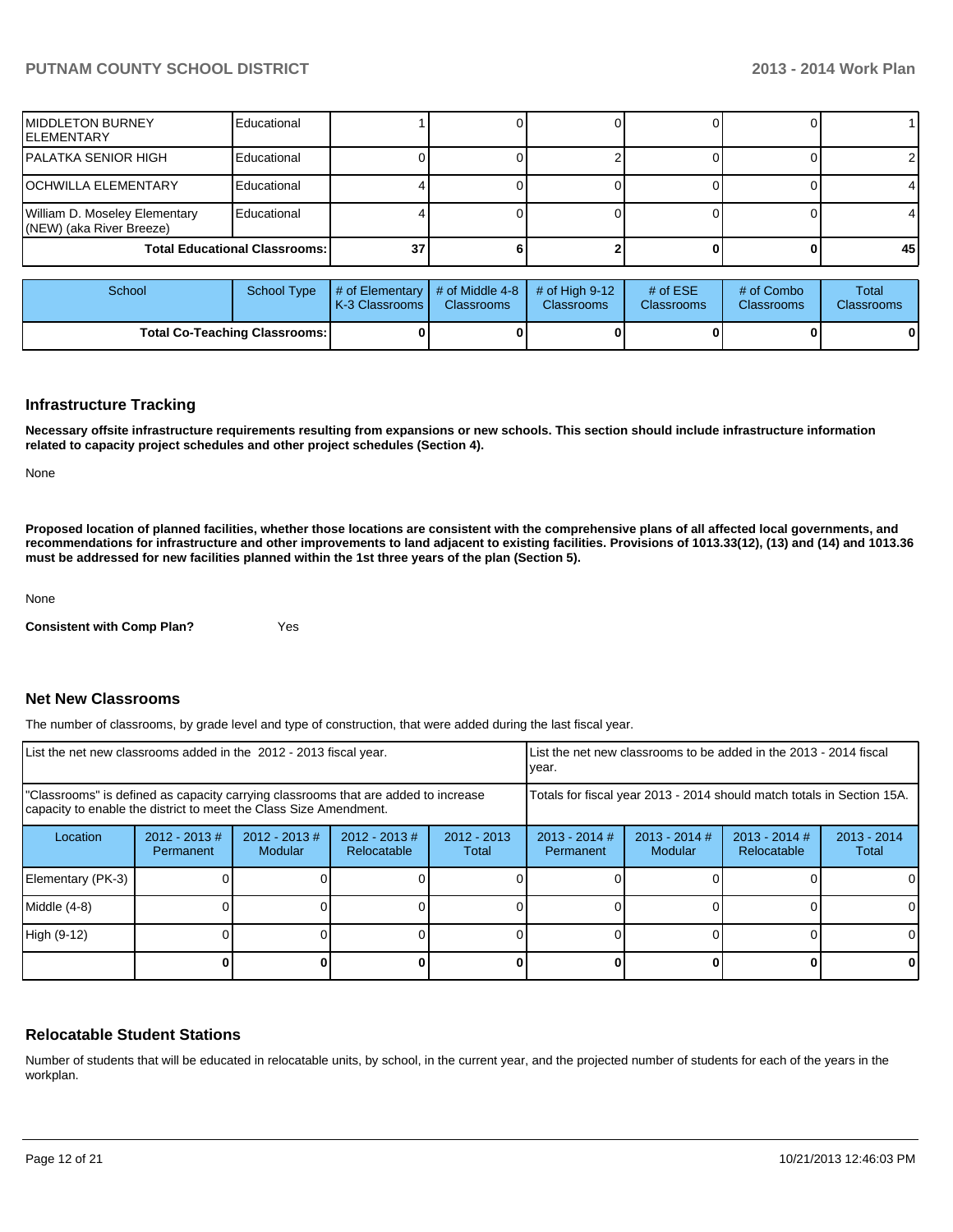| School | School Type | # of Elementary K-3 Classrooms | # of Middle 4-8 Classrooms | # of High 9-12 Classrooms | # of ESE Classrooms | # of Combo Classrooms | Total Classrooms |
|---|---|---|---|---|---|---|---|
| MIDDLETON BURNEY ELEMENTARY | Educational | 1 | 0 | 0 | 0 | 0 | 1 |
| PALATKA SENIOR HIGH | Educational | 0 | 0 | 2 | 0 | 0 | 2 |
| OCHWILLA ELEMENTARY | Educational | 4 | 0 | 0 | 0 | 0 | 4 |
| William D. Moseley Elementary (NEW) (aka River Breeze) | Educational | 4 | 0 | 0 | 0 | 0 | 4 |
| **Total Educational Classrooms:** | | **37** | **6** | **2** | **0** | **0** | **45** |

| School | School Type | # of Elementary K-3 Classrooms | # of Middle 4-8 Classrooms | # of High 9-12 Classrooms | # of ESE Classrooms | # of Combo Classrooms | Total Classrooms |
|---|---|---|---|---|---|---|---|
| **Total Co-Teaching Classrooms:** | | **0** | **0** | **0** | **0** | **0** | **0** |

## Infrastructure Tracking

**Necessary offsite infrastructure requirements resulting from expansions or new schools. This section should include infrastructure information related to capacity project schedules and other project schedules (Section 4).**

None

**Proposed location of planned facilities, whether those locations are consistent with the comprehensive plans of all affected local governments, and recommendations for infrastructure and other improvements to land adjacent to existing facilities. Provisions of 1013.33(12), (13) and (14) and 1013.36 must be addressed for new facilities planned within the 1st three years of the plan (Section 5).**

None

**Consistent with Comp Plan?** Yes

## Net New Classrooms

The number of classrooms, by grade level and type of construction, that were added during the last fiscal year.

| List the net new classrooms added in the 2012 - 2013 fiscal year. | | | | | List the net new classrooms to be added in the 2013 - 2014 fiscal year. | | | |
|---|---|---|---|---|---|---|---|---|
| "Classrooms" is defined as capacity carrying classrooms that are added to increase capacity to enable the district to meet the Class Size Amendment. | | | | | Totals for fiscal year 2013 - 2014 should match totals in Section 15A. | | | |
| Location | 2012 - 2013 # Permanent | 2012 - 2013 # Modular | 2012 - 2013 # Relocatable | 2012 - 2013 Total | 2013 - 2014 # Permanent | 2013 - 2014 # Modular | 2013 - 2014 # Relocatable | 2013 - 2014 Total |
| Elementary (PK-3) | 0 | 0 | 0 | 0 | 0 | 0 | 0 | 0 |
| Middle (4-8) | 0 | 0 | 0 | 0 | 0 | 0 | 0 | 0 |
| High (9-12) | 0 | 0 | 0 | 0 | 0 | 0 | 0 | 0 |
| | **0** | **0** | **0** | **0** | **0** | **0** | **0** | **0** |

## Relocatable Student Stations

Number of students that will be educated in relocatable units, by school, in the current year, and the projected number of students for each of the years in the workplan.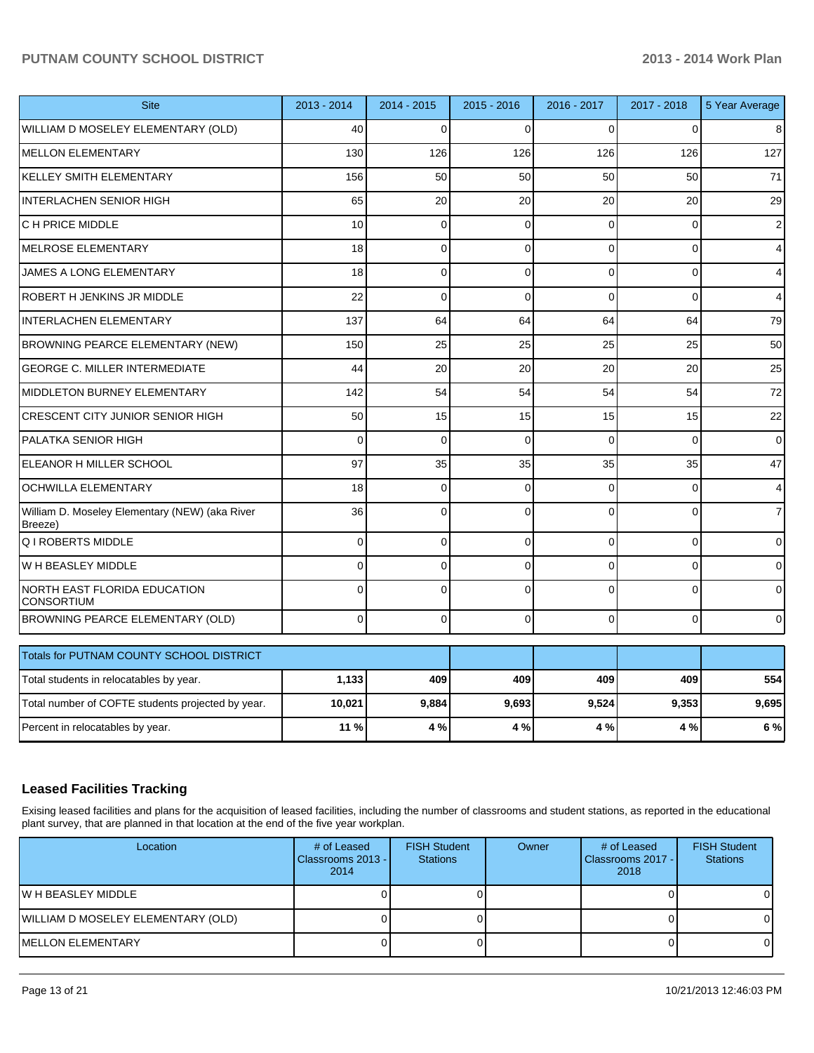| Site | 2013 - 2014 | 2014 - 2015 | 2015 - 2016 | 2016 - 2017 | 2017 - 2018 | 5 Year Average |
|---|---|---|---|---|---|---|
| WILLIAM D MOSELEY ELEMENTARY (OLD) | 40 | 0 | 0 | 0 | 0 | 8 |
| MELLON ELEMENTARY | 130 | 126 | 126 | 126 | 126 | 127 |
| KELLEY SMITH ELEMENTARY | 156 | 50 | 50 | 50 | 50 | 71 |
| INTERLACHEN SENIOR HIGH | 65 | 20 | 20 | 20 | 20 | 29 |
| C H PRICE MIDDLE | 10 | 0 | 0 | 0 | 0 | 2 |
| MELROSE ELEMENTARY | 18 | 0 | 0 | 0 | 0 | 4 |
| JAMES A LONG ELEMENTARY | 18 | 0 | 0 | 0 | 0 | 4 |
| ROBERT H JENKINS JR MIDDLE | 22 | 0 | 0 | 0 | 0 | 4 |
| INTERLACHEN ELEMENTARY | 137 | 64 | 64 | 64 | 64 | 79 |
| BROWNING PEARCE ELEMENTARY (NEW) | 150 | 25 | 25 | 25 | 25 | 50 |
| GEORGE C. MILLER INTERMEDIATE | 44 | 20 | 20 | 20 | 20 | 25 |
| MIDDLETON BURNEY ELEMENTARY | 142 | 54 | 54 | 54 | 54 | 72 |
| CRESCENT CITY JUNIOR SENIOR HIGH | 50 | 15 | 15 | 15 | 15 | 22 |
| PALATKA SENIOR HIGH | 0 | 0 | 0 | 0 | 0 | 0 |
| ELEANOR H MILLER SCHOOL | 97 | 35 | 35 | 35 | 35 | 47 |
| OCHWILLA ELEMENTARY | 18 | 0 | 0 | 0 | 0 | 4 |
| William D. Moseley Elementary (NEW) (aka River Breeze) | 36 | 0 | 0 | 0 | 0 | 7 |
| Q I ROBERTS MIDDLE | 0 | 0 | 0 | 0 | 0 | 0 |
| W H BEASLEY MIDDLE | 0 | 0 | 0 | 0 | 0 | 0 |
| NORTH EAST FLORIDA EDUCATION CONSORTIUM | 0 | 0 | 0 | 0 | 0 | 0 |
| BROWNING PEARCE ELEMENTARY (OLD) | 0 | 0 | 0 | 0 | 0 | 0 |

| Totals for PUTNAM COUNTY SCHOOL DISTRICT | | | | | | |
|---|---|---|---|---|---|---|
| Total students in relocatables by year. | **1,133** | **409** | **409** | **409** | **409** | **554** |
| Total number of COFTE students projected by year. | **10,021** | **9,884** | **9,693** | **9,524** | **9,353** | **9,695** |
| Percent in relocatables by year. | **11 %** | **4 %** | **4 %** | **4 %** | **4 %** | **6 %** |

## Leased Facilities Tracking

Exising leased facilities and plans for the acquisition of leased facilities, including the number of classrooms and student stations, as reported in the educational plant survey, that are planned in that location at the end of the five year workplan.

| Location | # of Leased Classrooms 2013 - 2014 | FISH Student Stations | Owner | # of Leased Classrooms 2017 - 2018 | FISH Student Stations |
|---|---|---|---|---|---|
| W H BEASLEY MIDDLE | 0 | 0 | | 0 | 0 |
| WILLIAM D MOSELEY ELEMENTARY (OLD) | 0 | 0 | | 0 | 0 |
| MELLON ELEMENTARY | 0 | 0 | | 0 | 0 |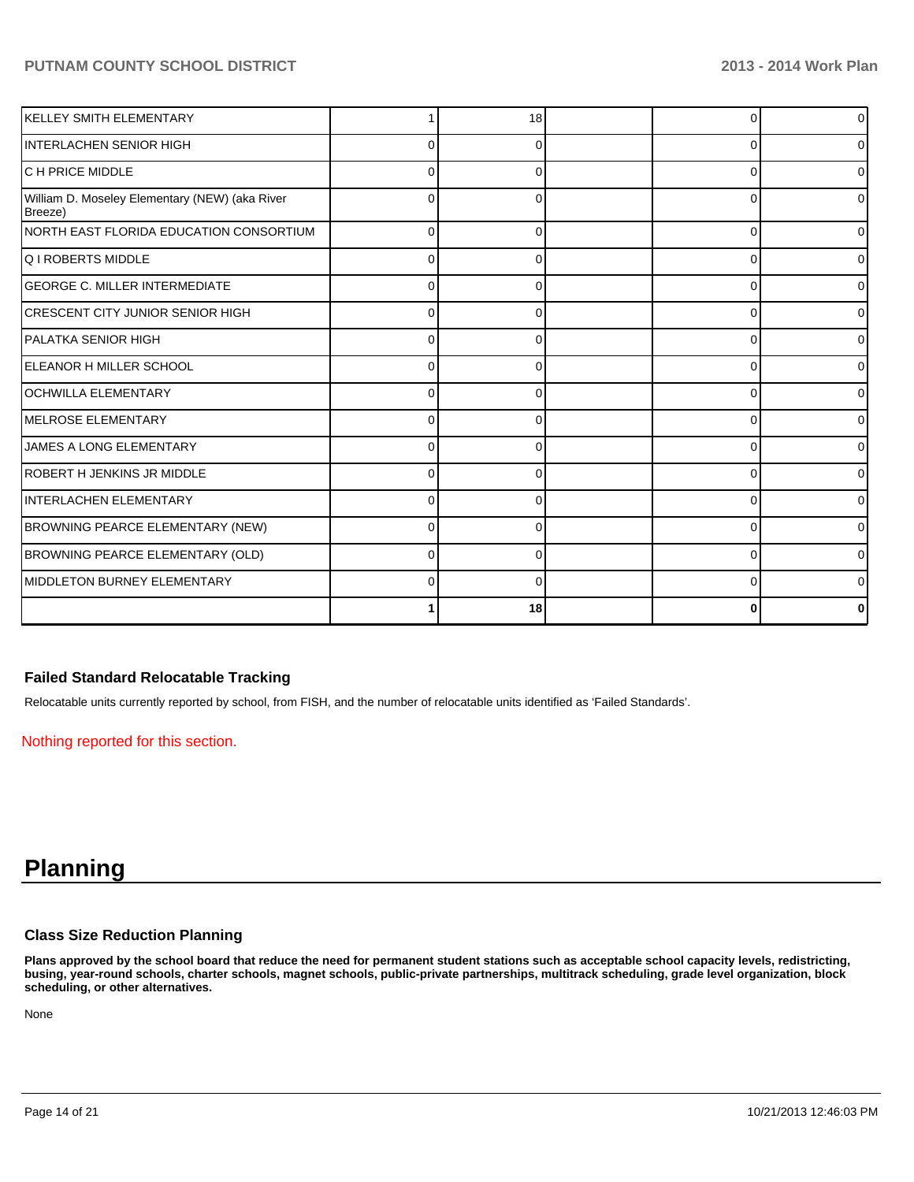| | | | | | |
|---|---|---|---|---|---|
| KELLEY SMITH ELEMENTARY | 1 | 18 | | 0 | 0 |
| INTERLACHEN SENIOR HIGH | 0 | 0 | | 0 | 0 |
| C H PRICE MIDDLE | 0 | 0 | | 0 | 0 |
| William D. Moseley Elementary (NEW) (aka River Breeze) | 0 | 0 | | 0 | 0 |
| NORTH EAST FLORIDA EDUCATION CONSORTIUM | 0 | 0 | | 0 | 0 |
| Q I ROBERTS MIDDLE | 0 | 0 | | 0 | 0 |
| GEORGE C. MILLER INTERMEDIATE | 0 | 0 | | 0 | 0 |
| CRESCENT CITY JUNIOR SENIOR HIGH | 0 | 0 | | 0 | 0 |
| PALATKA SENIOR HIGH | 0 | 0 | | 0 | 0 |
| ELEANOR H MILLER SCHOOL | 0 | 0 | | 0 | 0 |
| OCHWILLA ELEMENTARY | 0 | 0 | | 0 | 0 |
| MELROSE ELEMENTARY | 0 | 0 | | 0 | 0 |
| JAMES A LONG ELEMENTARY | 0 | 0 | | 0 | 0 |
| ROBERT H JENKINS JR MIDDLE | 0 | 0 | | 0 | 0 |
| INTERLACHEN ELEMENTARY | 0 | 0 | | 0 | 0 |
| BROWNING PEARCE ELEMENTARY (NEW) | 0 | 0 | | 0 | 0 |
| BROWNING PEARCE ELEMENTARY (OLD) | 0 | 0 | | 0 | 0 |
| MIDDLETON BURNEY ELEMENTARY | 0 | 0 | | 0 | 0 |
| | **1** | **18** | | **0** | **0** |

### Failed Standard Relocatable Tracking

Relocatable units currently reported by school, from FISH, and the number of relocatable units identified as 'Failed Standards'.

Nothing reported for this section.

# Planning

### Class Size Reduction Planning

**Plans approved by the school board that reduce the need for permanent student stations such as acceptable school capacity levels, redistricting, busing, year-round schools, charter schools, magnet schools, public-private partnerships, multitrack scheduling, grade level organization, block scheduling, or other alternatives.**

None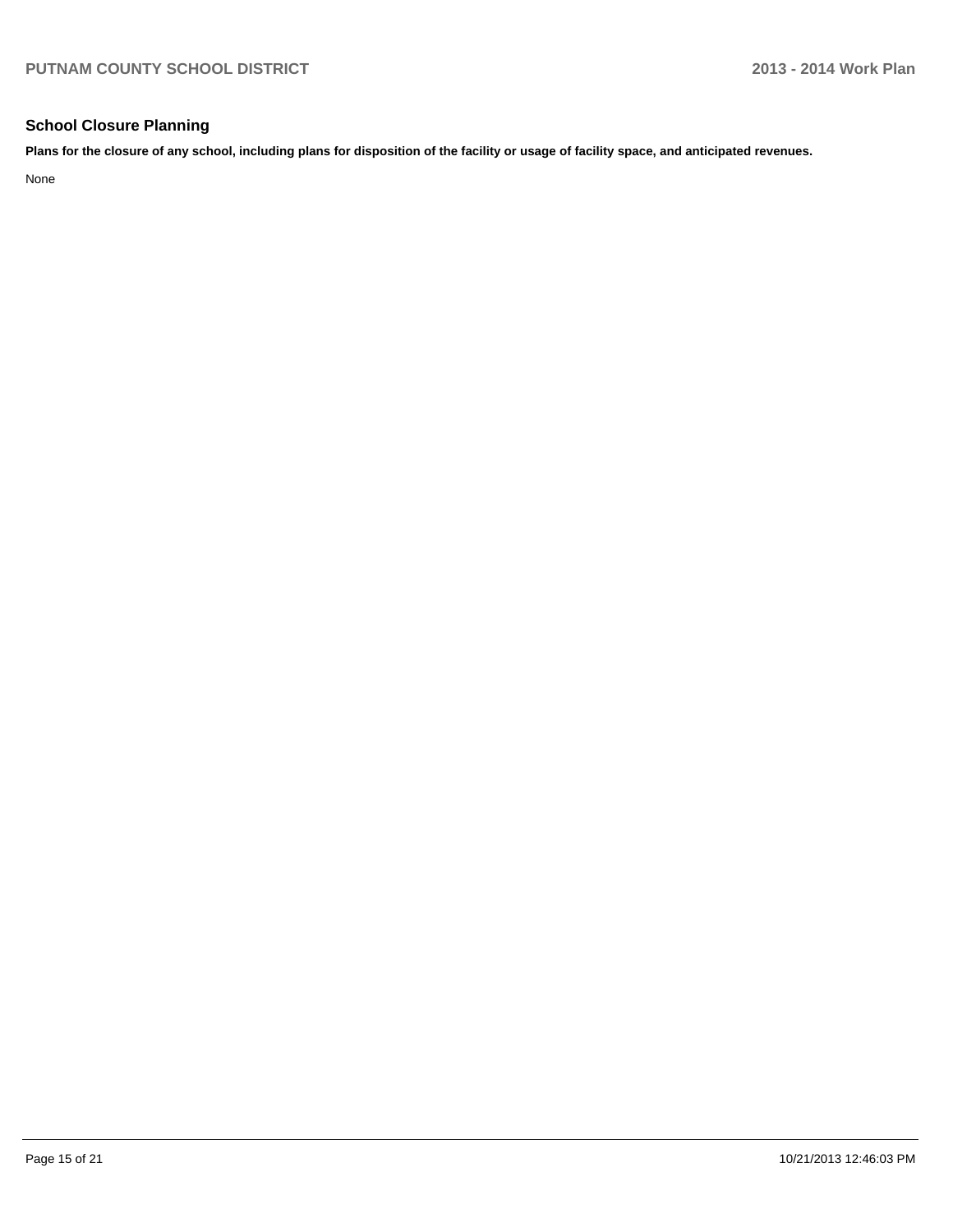## School Closure Planning

**Plans for the closure of any school, including plans for disposition of the facility or usage of facility space, and anticipated revenues.**

None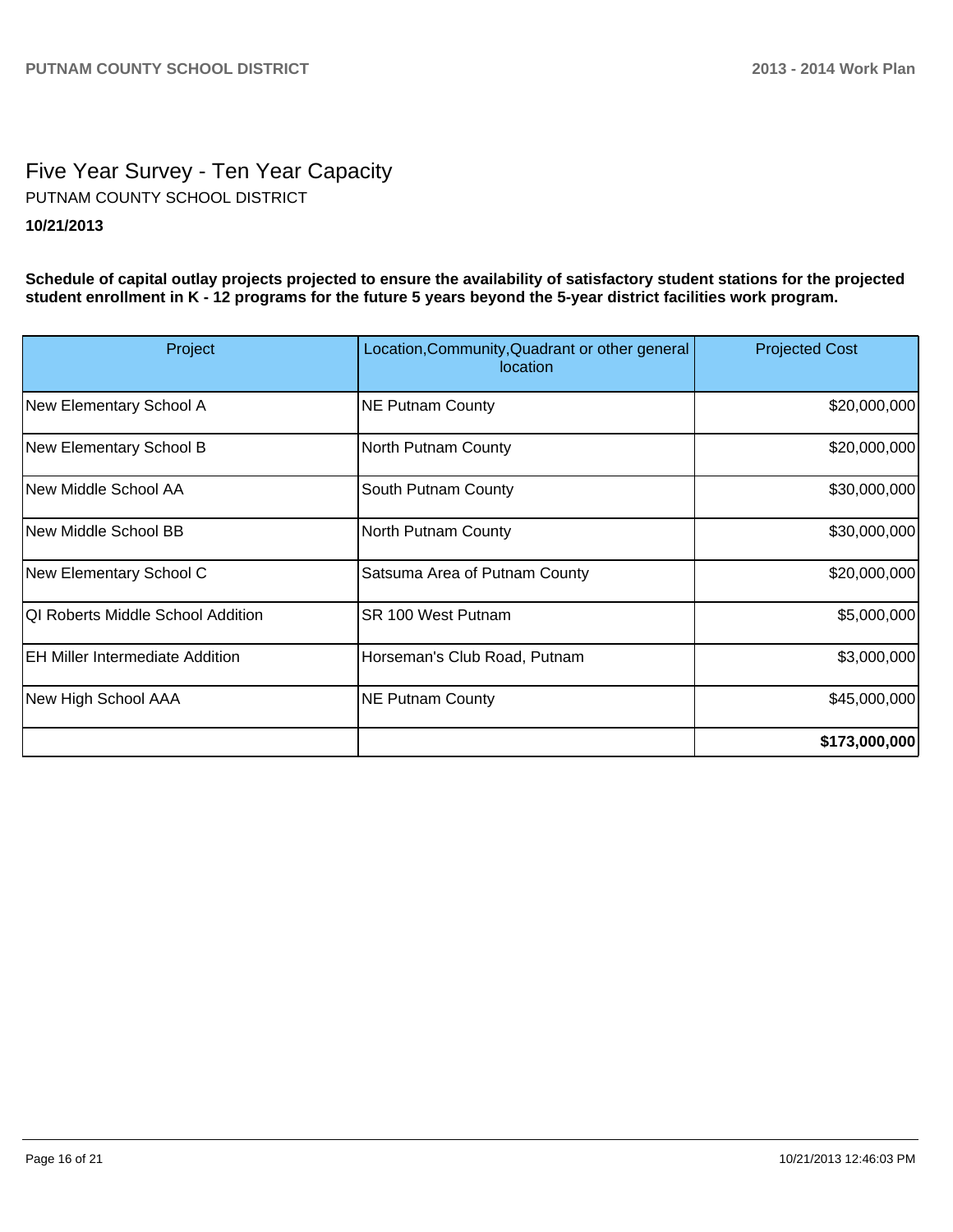# Five Year Survey - Ten Year Capacity

PUTNAM COUNTY SCHOOL DISTRICT

**10/21/2013**

**Schedule of capital outlay projects projected to ensure the availability of satisfactory student stations for the projected student enrollment in K - 12 programs for the future 5 years beyond the 5-year district facilities work program.**

| Project | Location,Community,Quadrant or other general location | Projected Cost |
|---|---|---|
| New Elementary School A | NE Putnam County | $20,000,000 |
| New Elementary School B | North Putnam County | $20,000,000 |
| New Middle School AA | South Putnam County | $30,000,000 |
| New Middle School BB | North Putnam County | $30,000,000 |
| New Elementary School C | Satsuma Area of Putnam County | $20,000,000 |
| QI Roberts Middle School Addition | SR 100 West Putnam | $5,000,000 |
| EH Miller Intermediate Addition | Horseman's Club Road, Putnam | $3,000,000 |
| New High School AAA | NE Putnam County | $45,000,000 |
| | | **$173,000,000** |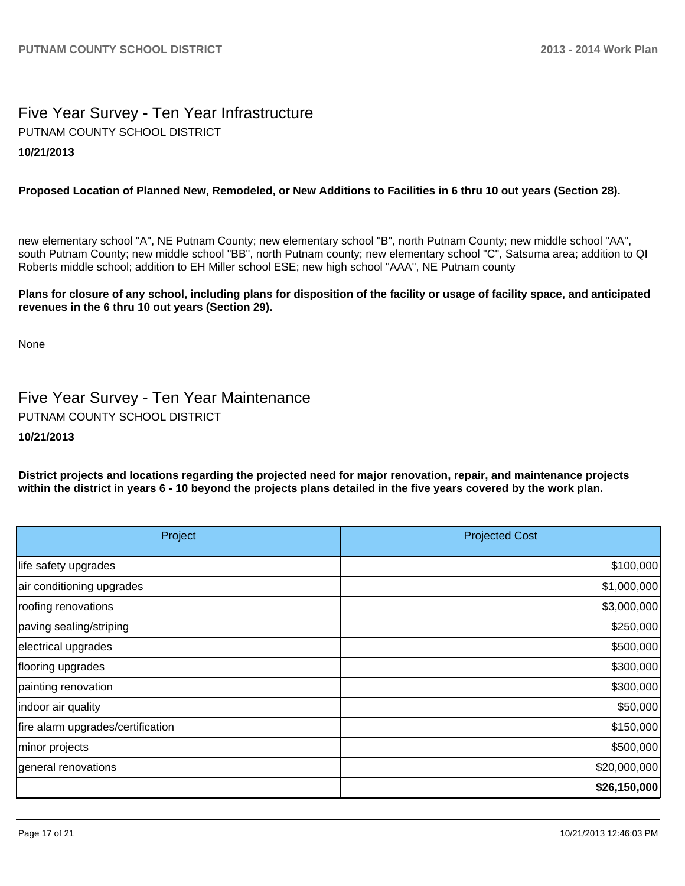# Five Year Survey - Ten Year Infrastructure

PUTNAM COUNTY SCHOOL DISTRICT

**10/21/2013**

**Proposed Location of Planned New, Remodeled, or New Additions to Facilities in 6 thru 10 out years (Section 28).**

new elementary school "A", NE Putnam County; new elementary school "B", north Putnam County; new middle school "AA", south Putnam County; new middle school "BB", north Putnam county; new elementary school "C", Satsuma area; addition to QI Roberts middle school; addition to EH Miller school ESE; new high school "AAA", NE Putnam county

**Plans for closure of any school, including plans for disposition of the facility or usage of facility space, and anticipated revenues in the 6 thru 10 out years (Section 29).**

None

# Five Year Survey - Ten Year Maintenance

PUTNAM COUNTY SCHOOL DISTRICT

**10/21/2013**

**District projects and locations regarding the projected need for major renovation, repair, and maintenance projects within the district in years 6 - 10 beyond the projects plans detailed in the five years covered by the work plan.**

| Project | Projected Cost |
|---|---|
| life safety upgrades | $100,000 |
| air conditioning upgrades | $1,000,000 |
| roofing renovations | $3,000,000 |
| paving sealing/striping | $250,000 |
| electrical upgrades | $500,000 |
| flooring upgrades | $300,000 |
| painting renovation | $300,000 |
| indoor air quality | $50,000 |
| fire alarm upgrades/certification | $150,000 |
| minor projects | $500,000 |
| general renovations | $20,000,000 |
| | **$26,150,000** |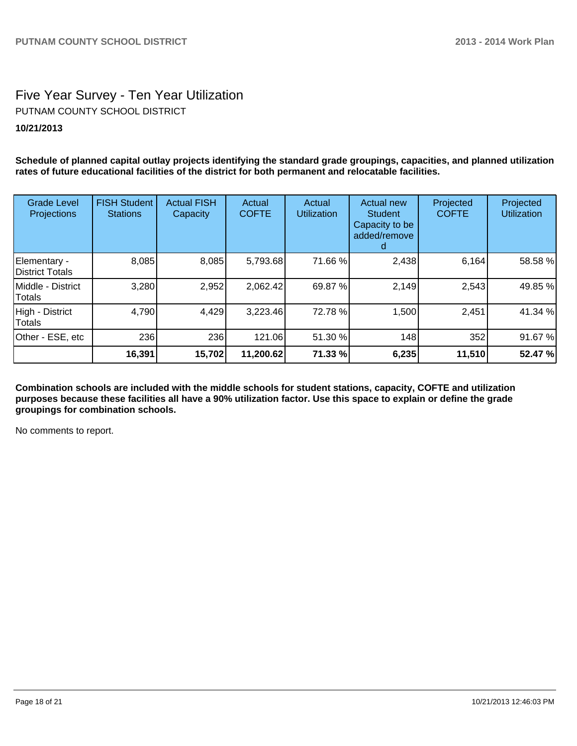# Five Year Survey - Ten Year Utilization

PUTNAM COUNTY SCHOOL DISTRICT

**10/21/2013**

**Schedule of planned capital outlay projects identifying the standard grade groupings, capacities, and planned utilization rates of future educational facilities of the district for both permanent and relocatable facilities.**

| Grade Level Projections | FISH Student Stations | Actual FISH Capacity | Actual COFTE | Actual Utilization | Actual new Student Capacity to be added/removed | Projected COFTE | Projected Utilization |
|---|---|---|---|---|---|---|---|
| Elementary - District Totals | 8,085 | 8,085 | 5,793.68 | 71.66 % | 2,438 | 6,164 | 58.58 % |
| Middle - District Totals | 3,280 | 2,952 | 2,062.42 | 69.87 % | 2,149 | 2,543 | 49.85 % |
| High - District Totals | 4,790 | 4,429 | 3,223.46 | 72.78 % | 1,500 | 2,451 | 41.34 % |
| Other - ESE, etc | 236 | 236 | 121.06 | 51.30 % | 148 | 352 | 91.67 % |
| | **16,391** | **15,702** | **11,200.62** | **71.33 %** | **6,235** | **11,510** | **52.47 %** |

**Combination schools are included with the middle schools for student stations, capacity, COFTE and utilization purposes because these facilities all have a 90% utilization factor. Use this space to explain or define the grade groupings for combination schools.**

No comments to report.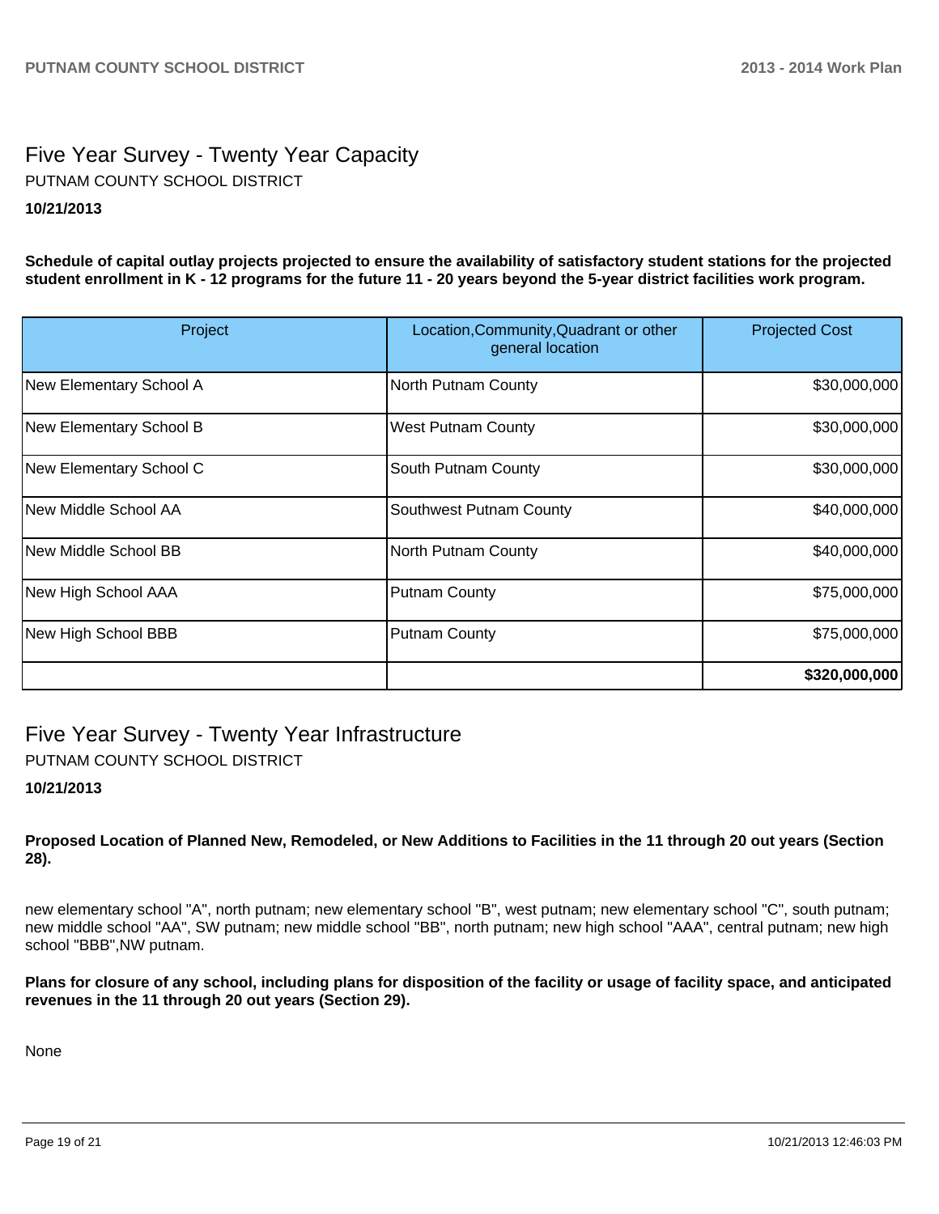## Five Year Survey - Twenty Year Capacity

PUTNAM COUNTY SCHOOL DISTRICT

**10/21/2013**

**Schedule of capital outlay projects projected to ensure the availability of satisfactory student stations for the projected student enrollment in K - 12 programs for the future 11 - 20 years beyond the 5-year district facilities work program.**

| Project | Location,Community,Quadrant or other general location | Projected Cost |
|---|---|---:|
| New Elementary School A | North Putnam County | $30,000,000 |
| New Elementary School B | West Putnam County | $30,000,000 |
| New Elementary School C | South Putnam County | $30,000,000 |
| New Middle School AA | Southwest Putnam County | $40,000,000 |
| New Middle School BB | North Putnam County | $40,000,000 |
| New High School AAA | Putnam County | $75,000,000 |
| New High School BBB | Putnam County | $75,000,000 |
| | | **$320,000,000** |

## Five Year Survey - Twenty Year Infrastructure

PUTNAM COUNTY SCHOOL DISTRICT

**10/21/2013**

**Proposed Location of Planned New, Remodeled, or New Additions to Facilities in the 11 through 20 out years (Section 28).**

new elementary school "A", north putnam; new elementary school "B", west putnam; new elementary school "C", south putnam; new middle school "AA", SW putnam; new middle school "BB", north putnam; new high school "AAA", central putnam; new high school "BBB",NW putnam.

**Plans for closure of any school, including plans for disposition of the facility or usage of facility space, and anticipated revenues in the 11 through 20 out years (Section 29).**

None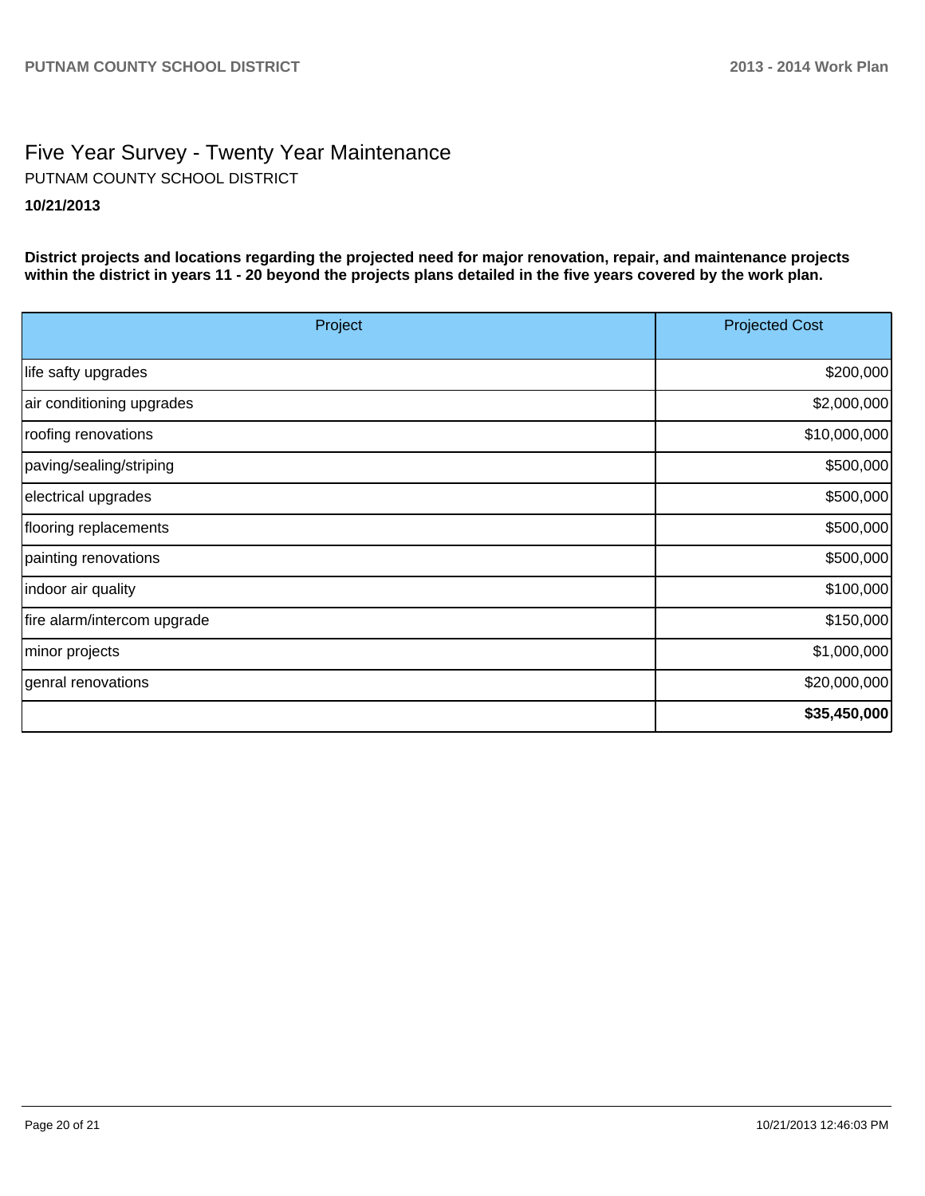# Five Year Survey - Twenty Year Maintenance

PUTNAM COUNTY SCHOOL DISTRICT

**10/21/2013**

**District projects and locations regarding the projected need for major renovation, repair, and maintenance projects within the district in years 11 - 20 beyond the projects plans detailed in the five years covered by the work plan.**

| Project | Projected Cost |
|---|---|
| life safty upgrades | $200,000 |
| air conditioning upgrades | $2,000,000 |
| roofing renovations | $10,000,000 |
| paving/sealing/striping | $500,000 |
| electrical upgrades | $500,000 |
| flooring replacements | $500,000 |
| painting renovations | $500,000 |
| indoor air quality | $100,000 |
| fire alarm/intercom upgrade | $150,000 |
| minor projects | $1,000,000 |
| genral renovations | $20,000,000 |
| | **$35,450,000** |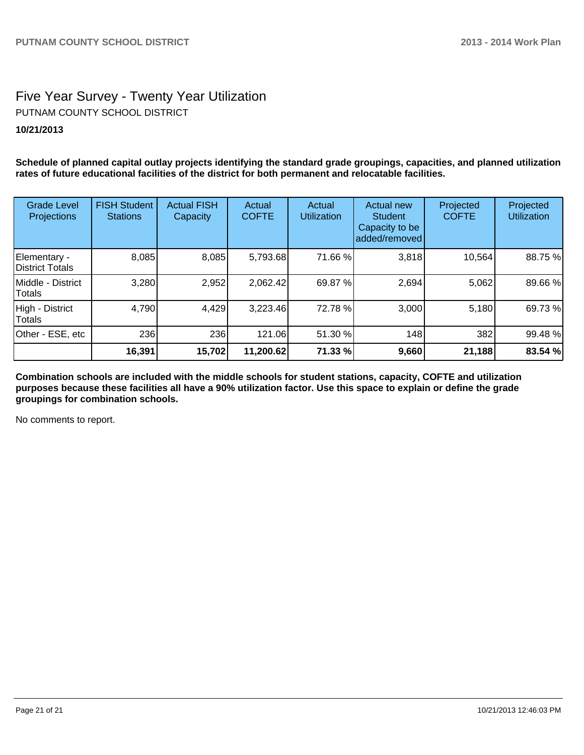# Five Year Survey - Twenty Year Utilization

PUTNAM COUNTY SCHOOL DISTRICT

**10/21/2013**

**Schedule of planned capital outlay projects identifying the standard grade groupings, capacities, and planned utilization rates of future educational facilities of the district for both permanent and relocatable facilities.**

| Grade Level Projections | FISH Student Stations | Actual FISH Capacity | Actual COFTE | Actual Utilization | Actual new Student Capacity to be added/removed | Projected COFTE | Projected Utilization |
|---|---|---|---|---|---|---|---|
| Elementary - District Totals | 8,085 | 8,085 | 5,793.68 | 71.66 % | 3,818 | 10,564 | 88.75 % |
| Middle - District Totals | 3,280 | 2,952 | 2,062.42 | 69.87 % | 2,694 | 5,062 | 89.66 % |
| High - District Totals | 4,790 | 4,429 | 3,223.46 | 72.78 % | 3,000 | 5,180 | 69.73 % |
| Other - ESE, etc | 236 | 236 | 121.06 | 51.30 % | 148 | 382 | 99.48 % |
| | **16,391** | **15,702** | **11,200.62** | **71.33 %** | **9,660** | **21,188** | **83.54 %** |

**Combination schools are included with the middle schools for student stations, capacity, COFTE and utilization purposes because these facilities all have a 90% utilization factor. Use this space to explain or define the grade groupings for combination schools.**

No comments to report.